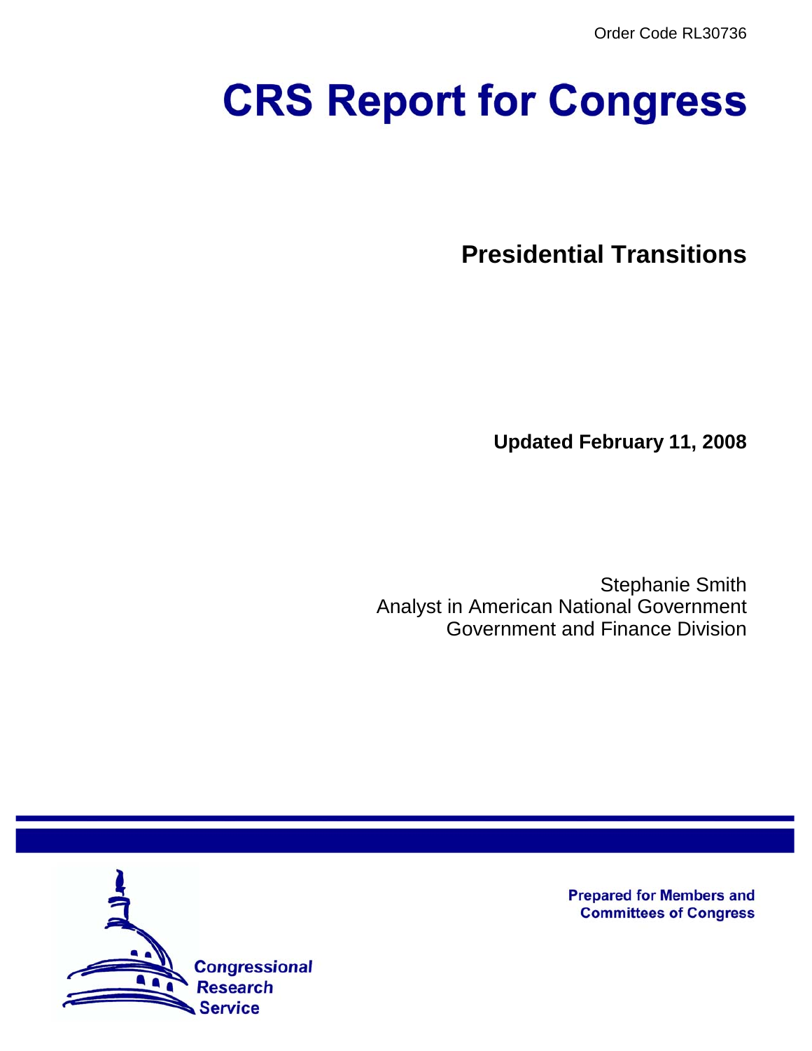Order Code RL30736

# CRS Report for Congress

## Presidential Transitions

**Updated February 11, 2008**

Stephanie Smith
Analyst in American National Government
Government and Finance Division

**Prepared for Members and Committees of Congress**

Congressional Research Service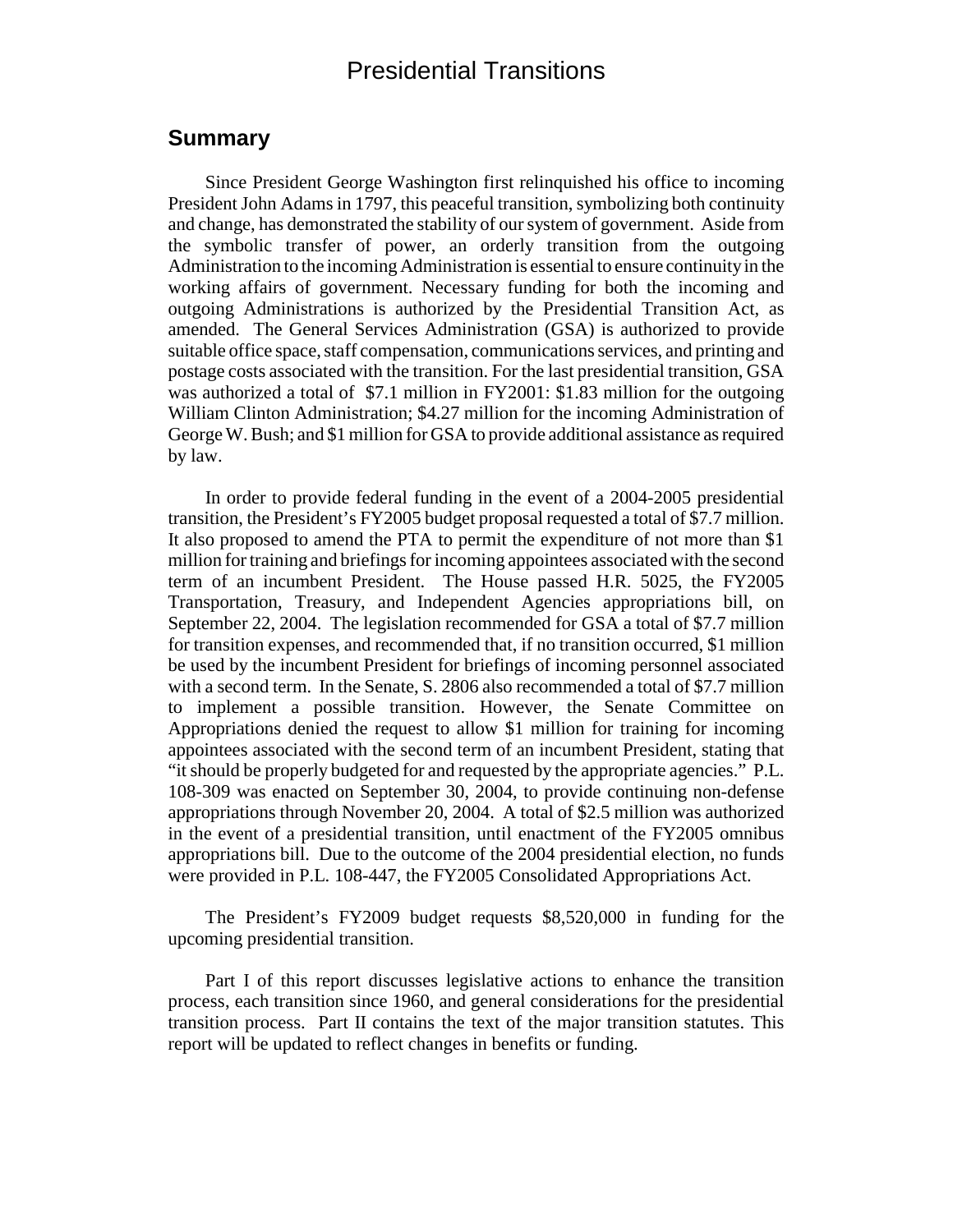# Presidential Transitions

## Summary

Since President George Washington first relinquished his office to incoming President John Adams in 1797, this peaceful transition, symbolizing both continuity and change, has demonstrated the stability of our system of government. Aside from the symbolic transfer of power, an orderly transition from the outgoing Administration to the incoming Administration is essential to ensure continuity in the working affairs of government. Necessary funding for both the incoming and outgoing Administrations is authorized by the Presidential Transition Act, as amended. The General Services Administration (GSA) is authorized to provide suitable office space, staff compensation, communications services, and printing and postage costs associated with the transition. For the last presidential transition, GSA was authorized a total of $7.1 million in FY2001: $1.83 million for the outgoing William Clinton Administration; $4.27 million for the incoming Administration of George W. Bush; and $1 million for GSA to provide additional assistance as required by law.

In order to provide federal funding in the event of a 2004-2005 presidential transition, the President's FY2005 budget proposal requested a total of $7.7 million. It also proposed to amend the PTA to permit the expenditure of not more than $1 million for training and briefings for incoming appointees associated with the second term of an incumbent President. The House passed H.R. 5025, the FY2005 Transportation, Treasury, and Independent Agencies appropriations bill, on September 22, 2004. The legislation recommended for GSA a total of $7.7 million for transition expenses, and recommended that, if no transition occurred, $1 million be used by the incumbent President for briefings of incoming personnel associated with a second term. In the Senate, S. 2806 also recommended a total of $7.7 million to implement a possible transition. However, the Senate Committee on Appropriations denied the request to allow $1 million for training for incoming appointees associated with the second term of an incumbent President, stating that "it should be properly budgeted for and requested by the appropriate agencies." P.L. 108-309 was enacted on September 30, 2004, to provide continuing non-defense appropriations through November 20, 2004. A total of $2.5 million was authorized in the event of a presidential transition, until enactment of the FY2005 omnibus appropriations bill. Due to the outcome of the 2004 presidential election, no funds were provided in P.L. 108-447, the FY2005 Consolidated Appropriations Act.

The President's FY2009 budget requests $8,520,000 in funding for the upcoming presidential transition.

Part I of this report discusses legislative actions to enhance the transition process, each transition since 1960, and general considerations for the presidential transition process. Part II contains the text of the major transition statutes. This report will be updated to reflect changes in benefits or funding.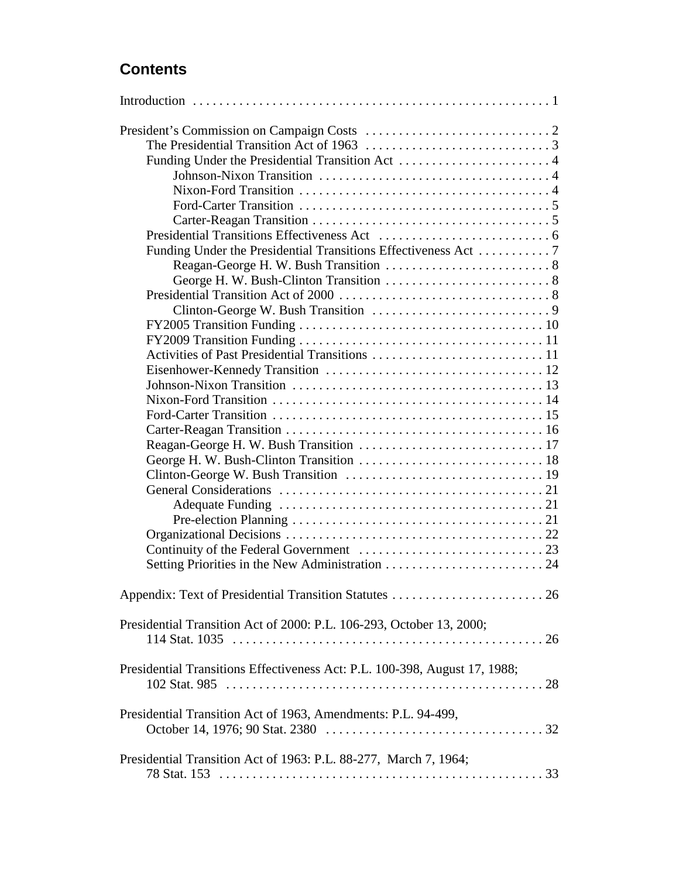## Contents

Introduction . . . . . . . . . . . . . . . . . . . . . . . . . . . . . . . . . . . . . . . . . . . . . . . . . . . . . 1

President's Commission on Campaign Costs . . . . . . . . . . . . . . . . . . . . . . . . . . . . 2
- The Presidential Transition Act of 1963 . . . . . . . . . . . . . . . . . . . . . . . . . . . . 3
- Funding Under the Presidential Transition Act . . . . . . . . . . . . . . . . . . . . . . . . 4
  - Johnson-Nixon Transition . . . . . . . . . . . . . . . . . . . . . . . . . . . . . . . . . . . 4
  - Nixon-Ford Transition . . . . . . . . . . . . . . . . . . . . . . . . . . . . . . . . . . . . . 4
  - Ford-Carter Transition . . . . . . . . . . . . . . . . . . . . . . . . . . . . . . . . . . . . . 5
  - Carter-Reagan Transition . . . . . . . . . . . . . . . . . . . . . . . . . . . . . . . . . . . 5
- Presidential Transitions Effectiveness Act . . . . . . . . . . . . . . . . . . . . . . . . . . 6
- Funding Under the Presidential Transitions Effectiveness Act . . . . . . . . . . . 7
  - Reagan-George H. W. Bush Transition . . . . . . . . . . . . . . . . . . . . . . . . . 8
  - George H. W. Bush-Clinton Transition . . . . . . . . . . . . . . . . . . . . . . . . . 8
- Presidential Transition Act of 2000 . . . . . . . . . . . . . . . . . . . . . . . . . . . . . . . . 8
  - Clinton-George W. Bush Transition . . . . . . . . . . . . . . . . . . . . . . . . . . . 9
- FY2005 Transition Funding . . . . . . . . . . . . . . . . . . . . . . . . . . . . . . . . . . . . . 10
- FY2009 Transition Funding . . . . . . . . . . . . . . . . . . . . . . . . . . . . . . . . . . . . . 11
- Activities of Past Presidential Transitions . . . . . . . . . . . . . . . . . . . . . . . . . . 11
- Eisenhower-Kennedy Transition . . . . . . . . . . . . . . . . . . . . . . . . . . . . . . . . . 12
- Johnson-Nixon Transition . . . . . . . . . . . . . . . . . . . . . . . . . . . . . . . . . . . . . . 13
- Nixon-Ford Transition . . . . . . . . . . . . . . . . . . . . . . . . . . . . . . . . . . . . . . . . . 14
- Ford-Carter Transition . . . . . . . . . . . . . . . . . . . . . . . . . . . . . . . . . . . . . . . . . 15
- Carter-Reagan Transition . . . . . . . . . . . . . . . . . . . . . . . . . . . . . . . . . . . . . . . 16
- Reagan-George H. W. Bush Transition . . . . . . . . . . . . . . . . . . . . . . . . . . . . 17
- George H. W. Bush-Clinton Transition . . . . . . . . . . . . . . . . . . . . . . . . . . . . 18
- Clinton-George W. Bush Transition . . . . . . . . . . . . . . . . . . . . . . . . . . . . . . 19
- General Considerations . . . . . . . . . . . . . . . . . . . . . . . . . . . . . . . . . . . . . . . . 21
  - Adequate Funding . . . . . . . . . . . . . . . . . . . . . . . . . . . . . . . . . . . . . . . . 21
  - Pre-election Planning . . . . . . . . . . . . . . . . . . . . . . . . . . . . . . . . . . . . . . 21
- Organizational Decisions . . . . . . . . . . . . . . . . . . . . . . . . . . . . . . . . . . . . . . . 22
- Continuity of the Federal Government . . . . . . . . . . . . . . . . . . . . . . . . . . . . 23
- Setting Priorities in the New Administration . . . . . . . . . . . . . . . . . . . . . . . . 24

Appendix: Text of Presidential Transition Statutes . . . . . . . . . . . . . . . . . . . . . . . 26

Presidential Transition Act of 2000: P.L. 106-293, October 13, 2000; 114 Stat. 1035 . . . . . . . . . . . . . . . . . . . . . . . . . . . . . . . . . . . . . . . . . . . . . . . 26

Presidential Transitions Effectiveness Act: P.L. 100-398, August 17, 1988; 102 Stat. 985 . . . . . . . . . . . . . . . . . . . . . . . . . . . . . . . . . . . . . . . . . . . . . . . . 28

Presidential Transition Act of 1963, Amendments: P.L. 94-499, October 14, 1976; 90 Stat. 2380 . . . . . . . . . . . . . . . . . . . . . . . . . . . . . . . . . 32

Presidential Transition Act of 1963: P.L. 88-277, March 7, 1964; 78 Stat. 153 . . . . . . . . . . . . . . . . . . . . . . . . . . . . . . . . . . . . . . . . . . . . . . . . . 33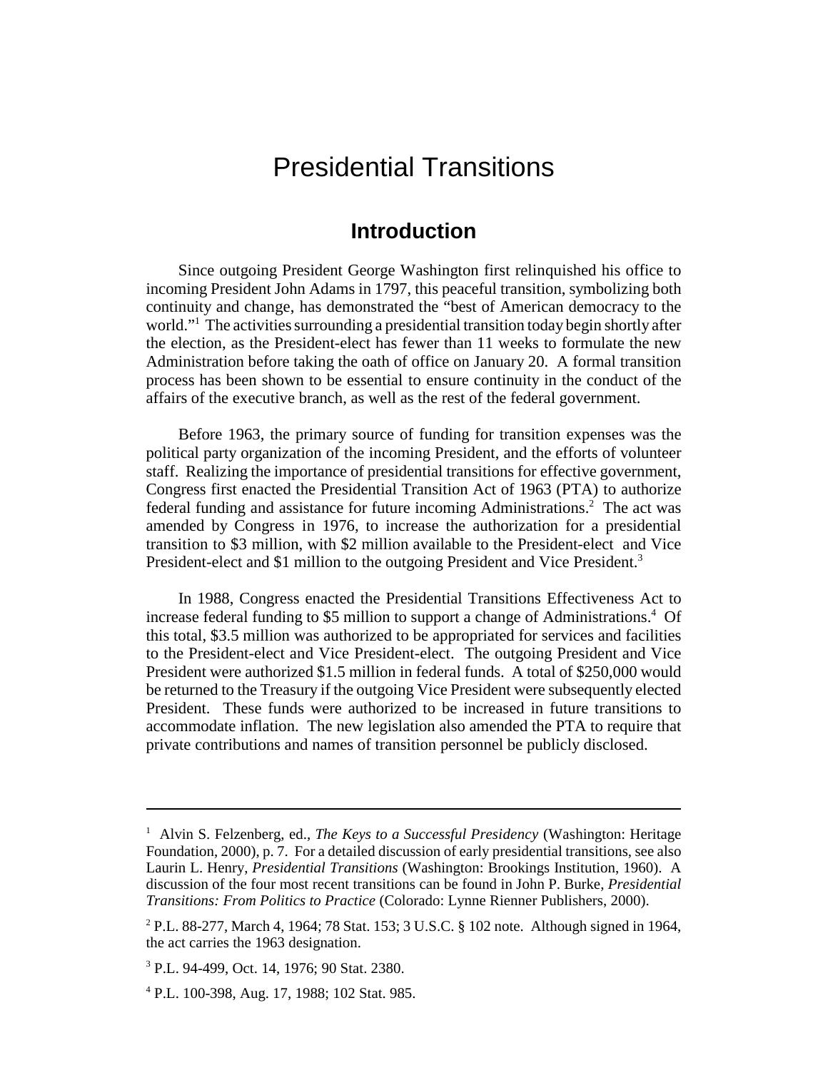# Presidential Transitions

## Introduction

Since outgoing President George Washington first relinquished his office to incoming President John Adams in 1797, this peaceful transition, symbolizing both continuity and change, has demonstrated the "best of American democracy to the world."[1] The activities surrounding a presidential transition today begin shortly after the election, as the President-elect has fewer than 11 weeks to formulate the new Administration before taking the oath of office on January 20. A formal transition process has been shown to be essential to ensure continuity in the conduct of the affairs of the executive branch, as well as the rest of the federal government.

Before 1963, the primary source of funding for transition expenses was the political party organization of the incoming President, and the efforts of volunteer staff. Realizing the importance of presidential transitions for effective government, Congress first enacted the Presidential Transition Act of 1963 (PTA) to authorize federal funding and assistance for future incoming Administrations.[2] The act was amended by Congress in 1976, to increase the authorization for a presidential transition to $3 million, with $2 million available to the President-elect and Vice President-elect and $1 million to the outgoing President and Vice President.[3]

In 1988, Congress enacted the Presidential Transitions Effectiveness Act to increase federal funding to $5 million to support a change of Administrations.[4] Of this total, $3.5 million was authorized to be appropriated for services and facilities to the President-elect and Vice President-elect. The outgoing President and Vice President were authorized $1.5 million in federal funds. A total of $250,000 would be returned to the Treasury if the outgoing Vice President were subsequently elected President. These funds were authorized to be increased in future transitions to accommodate inflation. The new legislation also amended the PTA to require that private contributions and names of transition personnel be publicly disclosed.

---

[1] Alvin S. Felzenberg, ed., *The Keys to a Successful Presidency* (Washington: Heritage Foundation, 2000), p. 7. For a detailed discussion of early presidential transitions, see also Laurin L. Henry, *Presidential Transitions* (Washington: Brookings Institution, 1960). A discussion of the four most recent transitions can be found in John P. Burke, *Presidential Transitions: From Politics to Practice* (Colorado: Lynne Rienner Publishers, 2000).

[2] P.L. 88-277, March 4, 1964; 78 Stat. 153; 3 U.S.C. § 102 note. Although signed in 1964, the act carries the 1963 designation.

[3] P.L. 94-499, Oct. 14, 1976; 90 Stat. 2380.

[4] P.L. 100-398, Aug. 17, 1988; 102 Stat. 985.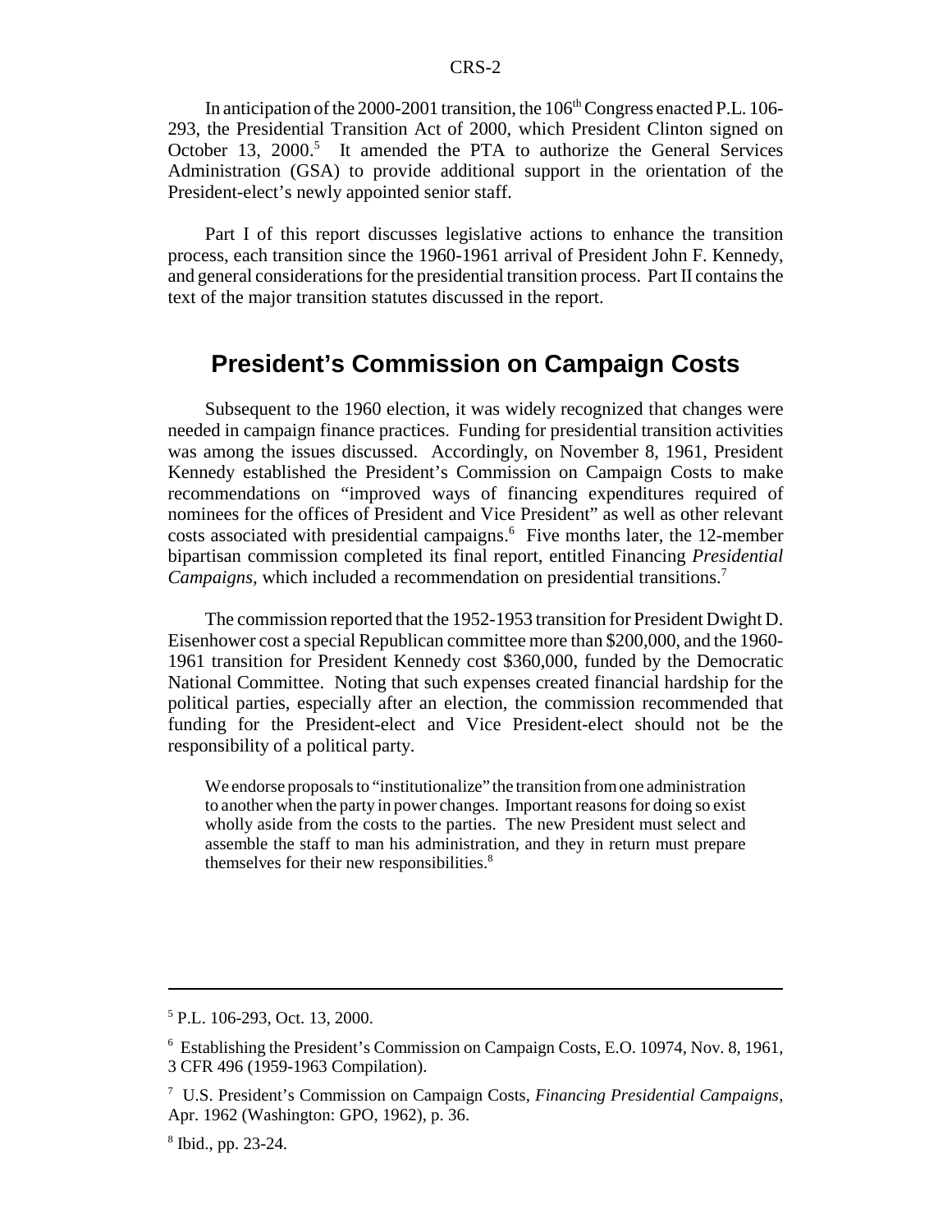In anticipation of the 2000-2001 transition, the 106th Congress enacted P.L. 106-293, the Presidential Transition Act of 2000, which President Clinton signed on October 13, 2000.[5] It amended the PTA to authorize the General Services Administration (GSA) to provide additional support in the orientation of the President-elect's newly appointed senior staff.

Part I of this report discusses legislative actions to enhance the transition process, each transition since the 1960-1961 arrival of President John F. Kennedy, and general considerations for the presidential transition process. Part II contains the text of the major transition statutes discussed in the report.

## President's Commission on Campaign Costs

Subsequent to the 1960 election, it was widely recognized that changes were needed in campaign finance practices. Funding for presidential transition activities was among the issues discussed. Accordingly, on November 8, 1961, President Kennedy established the President's Commission on Campaign Costs to make recommendations on "improved ways of financing expenditures required of nominees for the offices of President and Vice President" as well as other relevant costs associated with presidential campaigns.[6] Five months later, the 12-member bipartisan commission completed its final report, entitled Financing *Presidential Campaigns*, which included a recommendation on presidential transitions.[7]

The commission reported that the 1952-1953 transition for President Dwight D. Eisenhower cost a special Republican committee more than $200,000, and the 1960-1961 transition for President Kennedy cost $360,000, funded by the Democratic National Committee. Noting that such expenses created financial hardship for the political parties, especially after an election, the commission recommended that funding for the President-elect and Vice President-elect should not be the responsibility of a political party.

> We endorse proposals to "institutionalize" the transition from one administration to another when the party in power changes. Important reasons for doing so exist wholly aside from the costs to the parties. The new President must select and assemble the staff to man his administration, and they in return must prepare themselves for their new responsibilities.[8]

---

[5] P.L. 106-293, Oct. 13, 2000.

[6] Establishing the President's Commission on Campaign Costs, E.O. 10974, Nov. 8, 1961, 3 CFR 496 (1959-1963 Compilation).

[7] U.S. President's Commission on Campaign Costs, *Financing Presidential Campaigns*, Apr. 1962 (Washington: GPO, 1962), p. 36.

[8] Ibid., pp. 23-24.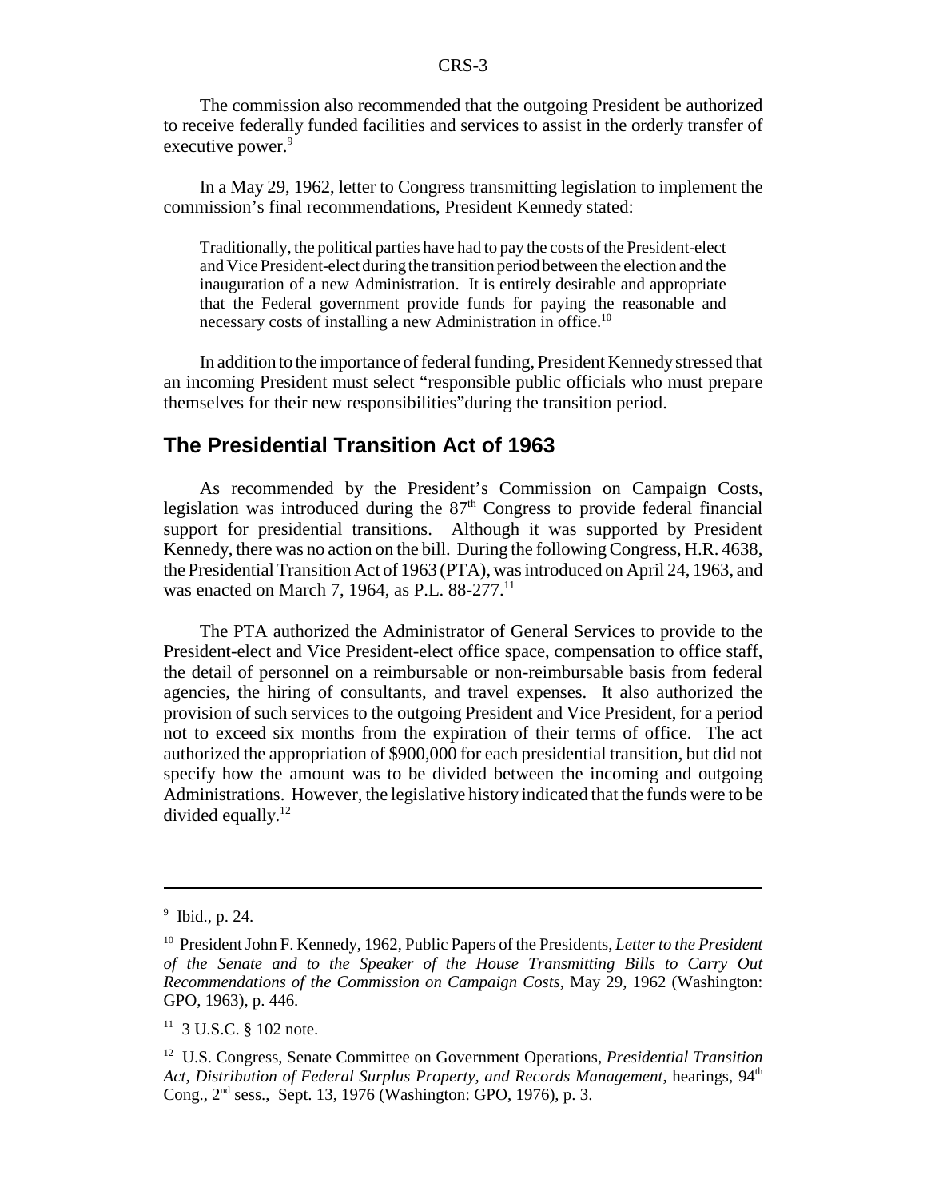The commission also recommended that the outgoing President be authorized to receive federally funded facilities and services to assist in the orderly transfer of executive power.[9]

In a May 29, 1962, letter to Congress transmitting legislation to implement the commission's final recommendations, President Kennedy stated:

> Traditionally, the political parties have had to pay the costs of the President-elect and Vice President-elect during the transition period between the election and the inauguration of a new Administration. It is entirely desirable and appropriate that the Federal government provide funds for paying the reasonable and necessary costs of installing a new Administration in office.[10]

In addition to the importance of federal funding, President Kennedy stressed that an incoming President must select "responsible public officials who must prepare themselves for their new responsibilities"during the transition period.

## The Presidential Transition Act of 1963

As recommended by the President's Commission on Campaign Costs, legislation was introduced during the 87th Congress to provide federal financial support for presidential transitions. Although it was supported by President Kennedy, there was no action on the bill. During the following Congress, H.R. 4638, the Presidential Transition Act of 1963 (PTA), was introduced on April 24, 1963, and was enacted on March 7, 1964, as P.L. 88-277.[11]

The PTA authorized the Administrator of General Services to provide to the President-elect and Vice President-elect office space, compensation to office staff, the detail of personnel on a reimbursable or non-reimbursable basis from federal agencies, the hiring of consultants, and travel expenses. It also authorized the provision of such services to the outgoing President and Vice President, for a period not to exceed six months from the expiration of their terms of office. The act authorized the appropriation of $900,000 for each presidential transition, but did not specify how the amount was to be divided between the incoming and outgoing Administrations. However, the legislative history indicated that the funds were to be divided equally.[12]

---

[9] Ibid., p. 24.

[10] President John F. Kennedy, 1962, Public Papers of the Presidents, *Letter to the President of the Senate and to the Speaker of the House Transmitting Bills to Carry Out Recommendations of the Commission on Campaign Costs*, May 29, 1962 (Washington: GPO, 1963), p. 446.

[11] 3 U.S.C. § 102 note.

[12] U.S. Congress, Senate Committee on Government Operations, *Presidential Transition Act, Distribution of Federal Surplus Property, and Records Management*, hearings, 94th Cong., 2nd sess., Sept. 13, 1976 (Washington: GPO, 1976), p. 3.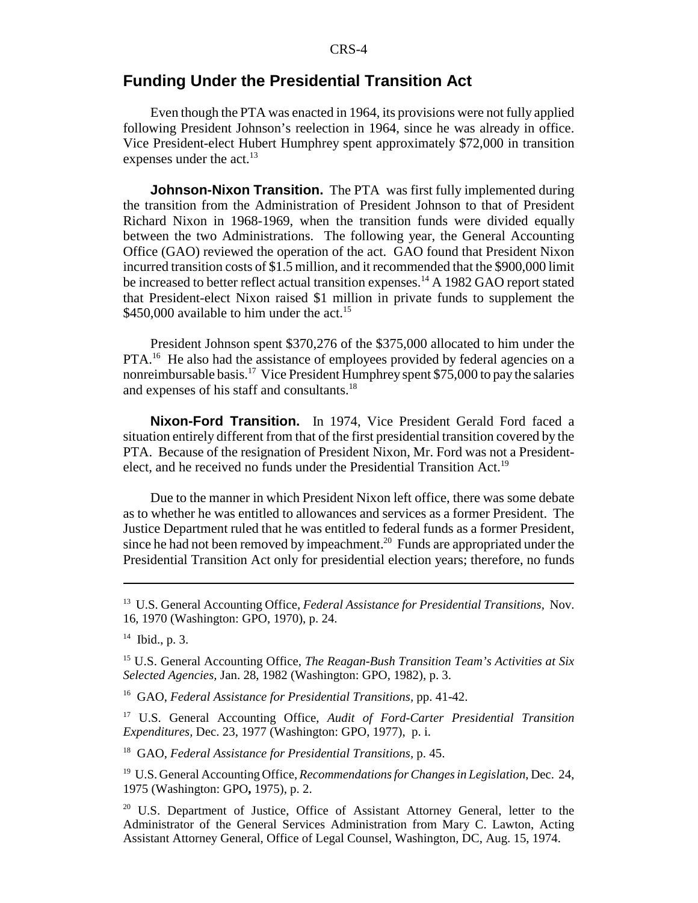## Funding Under the Presidential Transition Act

Even though the PTA was enacted in 1964, its provisions were not fully applied following President Johnson's reelection in 1964, since he was already in office. Vice President-elect Hubert Humphrey spent approximately $72,000 in transition expenses under the act.[13]

**Johnson-Nixon Transition.** The PTA was first fully implemented during the transition from the Administration of President Johnson to that of President Richard Nixon in 1968-1969, when the transition funds were divided equally between the two Administrations. The following year, the General Accounting Office (GAO) reviewed the operation of the act. GAO found that President Nixon incurred transition costs of $1.5 million, and it recommended that the $900,000 limit be increased to better reflect actual transition expenses.[14] A 1982 GAO report stated that President-elect Nixon raised $1 million in private funds to supplement the $450,000 available to him under the act.[15]

President Johnson spent $370,276 of the $375,000 allocated to him under the PTA.[16] He also had the assistance of employees provided by federal agencies on a nonreimbursable basis.[17] Vice President Humphrey spent $75,000 to pay the salaries and expenses of his staff and consultants.[18]

**Nixon-Ford Transition.** In 1974, Vice President Gerald Ford faced a situation entirely different from that of the first presidential transition covered by the PTA. Because of the resignation of President Nixon, Mr. Ford was not a President-elect, and he received no funds under the Presidential Transition Act.[19]

Due to the manner in which President Nixon left office, there was some debate as to whether he was entitled to allowances and services as a former President. The Justice Department ruled that he was entitled to federal funds as a former President, since he had not been removed by impeachment.[20] Funds are appropriated under the Presidential Transition Act only for presidential election years; therefore, no funds

---

[13] U.S. General Accounting Office, *Federal Assistance for Presidential Transitions*, Nov. 16, 1970 (Washington: GPO, 1970), p. 24.

[14] Ibid., p. 3.

[15] U.S. General Accounting Office, *The Reagan-Bush Transition Team's Activities at Six Selected Agencies*, Jan. 28, 1982 (Washington: GPO, 1982), p. 3.

[16] GAO, *Federal Assistance for Presidential Transitions*, pp. 41-42.

[17] U.S. General Accounting Office, *Audit of Ford-Carter Presidential Transition Expenditures*, Dec. 23, 1977 (Washington: GPO, 1977), p. i.

[18] GAO, *Federal Assistance for Presidential Transitions*, p. 45.

[19] U.S. General Accounting Office, *Recommendations for Changes in Legislation*, Dec. 24, 1975 (Washington: GPO, 1975), p. 2.

[20] U.S. Department of Justice, Office of Assistant Attorney General, letter to the Administrator of the General Services Administration from Mary C. Lawton, Acting Assistant Attorney General, Office of Legal Counsel, Washington, DC, Aug. 15, 1974.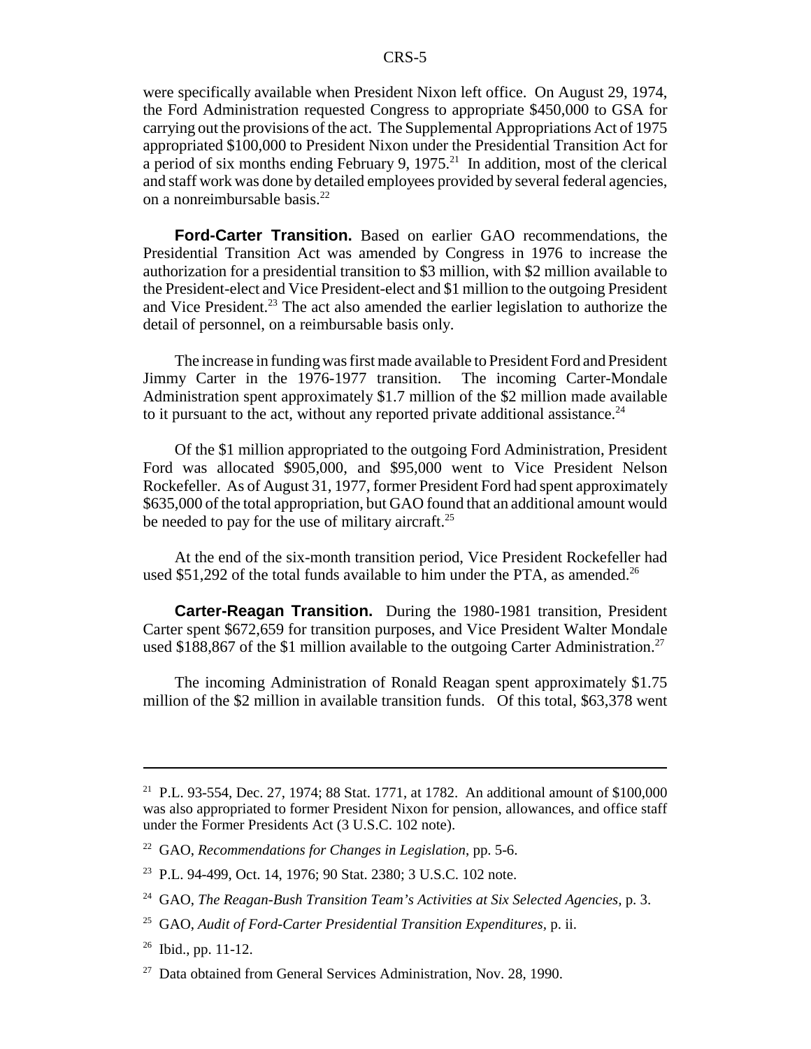were specifically available when President Nixon left office. On August 29, 1974, the Ford Administration requested Congress to appropriate $450,000 to GSA for carrying out the provisions of the act. The Supplemental Appropriations Act of 1975 appropriated $100,000 to President Nixon under the Presidential Transition Act for a period of six months ending February 9, 1975.[21] In addition, most of the clerical and staff work was done by detailed employees provided by several federal agencies, on a nonreimbursable basis.[22]

**Ford-Carter Transition.** Based on earlier GAO recommendations, the Presidential Transition Act was amended by Congress in 1976 to increase the authorization for a presidential transition to $3 million, with $2 million available to the President-elect and Vice President-elect and $1 million to the outgoing President and Vice President.[23] The act also amended the earlier legislation to authorize the detail of personnel, on a reimbursable basis only.

The increase in funding was first made available to President Ford and President Jimmy Carter in the 1976-1977 transition. The incoming Carter-Mondale Administration spent approximately $1.7 million of the $2 million made available to it pursuant to the act, without any reported private additional assistance.[24]

Of the $1 million appropriated to the outgoing Ford Administration, President Ford was allocated $905,000, and $95,000 went to Vice President Nelson Rockefeller. As of August 31, 1977, former President Ford had spent approximately $635,000 of the total appropriation, but GAO found that an additional amount would be needed to pay for the use of military aircraft.[25]

At the end of the six-month transition period, Vice President Rockefeller had used $51,292 of the total funds available to him under the PTA, as amended.[26]

**Carter-Reagan Transition.** During the 1980-1981 transition, President Carter spent $672,659 for transition purposes, and Vice President Walter Mondale used $188,867 of the $1 million available to the outgoing Carter Administration.[27]

The incoming Administration of Ronald Reagan spent approximately $1.75 million of the $2 million in available transition funds. Of this total, $63,378 went

---

[21] P.L. 93-554, Dec. 27, 1974; 88 Stat. 1771, at 1782. An additional amount of $100,000 was also appropriated to former President Nixon for pension, allowances, and office staff under the Former Presidents Act (3 U.S.C. 102 note).

[22] GAO, *Recommendations for Changes in Legislation*, pp. 5-6.

[23] P.L. 94-499, Oct. 14, 1976; 90 Stat. 2380; 3 U.S.C. 102 note.

[24] GAO, *The Reagan-Bush Transition Team's Activities at Six Selected Agencies,* p. 3.

[25] GAO, *Audit of Ford-Carter Presidential Transition Expenditures*, p. ii.

[26] Ibid., pp. 11-12.

[27] Data obtained from General Services Administration, Nov. 28, 1990.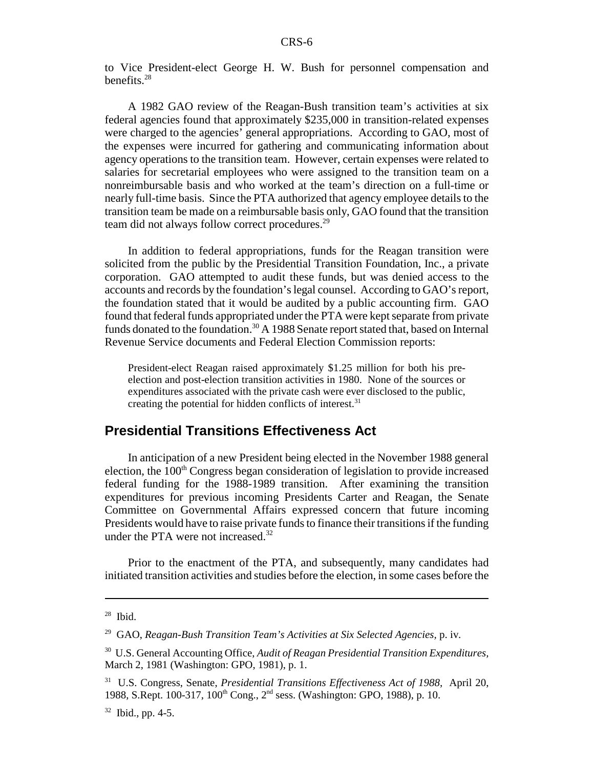to Vice President-elect George H. W. Bush for personnel compensation and benefits.[28]

A 1982 GAO review of the Reagan-Bush transition team's activities at six federal agencies found that approximately $235,000 in transition-related expenses were charged to the agencies' general appropriations. According to GAO, most of the expenses were incurred for gathering and communicating information about agency operations to the transition team. However, certain expenses were related to salaries for secretarial employees who were assigned to the transition team on a nonreimbursable basis and who worked at the team's direction on a full-time or nearly full-time basis. Since the PTA authorized that agency employee details to the transition team be made on a reimbursable basis only, GAO found that the transition team did not always follow correct procedures.[29]

In addition to federal appropriations, funds for the Reagan transition were solicited from the public by the Presidential Transition Foundation, Inc., a private corporation. GAO attempted to audit these funds, but was denied access to the accounts and records by the foundation's legal counsel. According to GAO's report, the foundation stated that it would be audited by a public accounting firm. GAO found that federal funds appropriated under the PTA were kept separate from private funds donated to the foundation.[30] A 1988 Senate report stated that, based on Internal Revenue Service documents and Federal Election Commission reports:

> President-elect Reagan raised approximately $1.25 million for both his pre-election and post-election transition activities in 1980. None of the sources or expenditures associated with the private cash were ever disclosed to the public, creating the potential for hidden conflicts of interest.[31]

## Presidential Transitions Effectiveness Act

In anticipation of a new President being elected in the November 1988 general election, the 100th Congress began consideration of legislation to provide increased federal funding for the 1988-1989 transition. After examining the transition expenditures for previous incoming Presidents Carter and Reagan, the Senate Committee on Governmental Affairs expressed concern that future incoming Presidents would have to raise private funds to finance their transitions if the funding under the PTA were not increased.[32]

Prior to the enactment of the PTA, and subsequently, many candidates had initiated transition activities and studies before the election, in some cases before the

---

[28] Ibid.

[29] GAO, *Reagan-Bush Transition Team's Activities at Six Selected Agencies*, p. iv.

[30] U.S. General Accounting Office, *Audit of Reagan Presidential Transition Expenditures*, March 2, 1981 (Washington: GPO, 1981), p. 1.

[31] U.S. Congress, Senate, *Presidential Transitions Effectiveness Act of 1988*, April 20, 1988, S.Rept. 100-317, 100th Cong., 2nd sess. (Washington: GPO, 1988), p. 10.

[32] Ibid., pp. 4-5.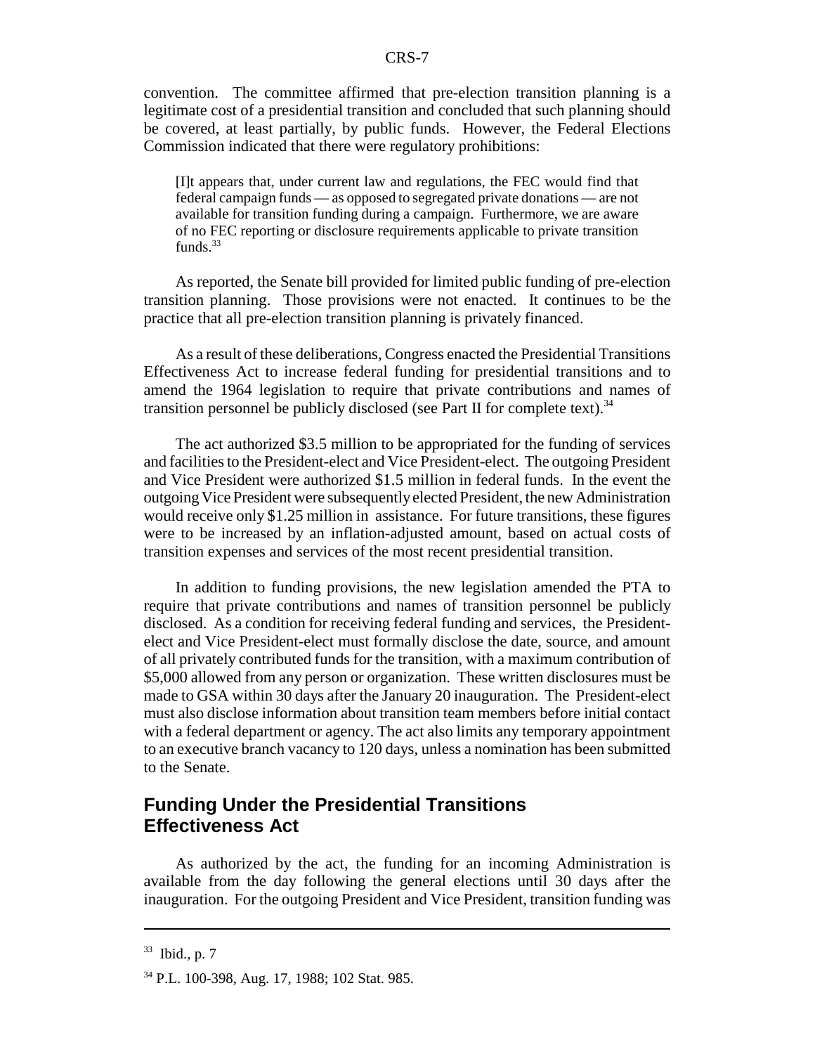convention. The committee affirmed that pre-election transition planning is a legitimate cost of a presidential transition and concluded that such planning should be covered, at least partially, by public funds. However, the Federal Elections Commission indicated that there were regulatory prohibitions:

> [I]t appears that, under current law and regulations, the FEC would find that federal campaign funds — as opposed to segregated private donations — are not available for transition funding during a campaign. Furthermore, we are aware of no FEC reporting or disclosure requirements applicable to private transition funds.[33]

As reported, the Senate bill provided for limited public funding of pre-election transition planning. Those provisions were not enacted. It continues to be the practice that all pre-election transition planning is privately financed.

As a result of these deliberations, Congress enacted the Presidential Transitions Effectiveness Act to increase federal funding for presidential transitions and to amend the 1964 legislation to require that private contributions and names of transition personnel be publicly disclosed (see Part II for complete text).[34]

The act authorized \$3.5 million to be appropriated for the funding of services and facilities to the President-elect and Vice President-elect. The outgoing President and Vice President were authorized \$1.5 million in federal funds. In the event the outgoing Vice President were subsequently elected President, the new Administration would receive only \$1.25 million in assistance. For future transitions, these figures were to be increased by an inflation-adjusted amount, based on actual costs of transition expenses and services of the most recent presidential transition.

In addition to funding provisions, the new legislation amended the PTA to require that private contributions and names of transition personnel be publicly disclosed. As a condition for receiving federal funding and services, the President-elect and Vice President-elect must formally disclose the date, source, and amount of all privately contributed funds for the transition, with a maximum contribution of \$5,000 allowed from any person or organization. These written disclosures must be made to GSA within 30 days after the January 20 inauguration. The President-elect must also disclose information about transition team members before initial contact with a federal department or agency. The act also limits any temporary appointment to an executive branch vacancy to 120 days, unless a nomination has been submitted to the Senate.

## Funding Under the Presidential Transitions Effectiveness Act

As authorized by the act, the funding for an incoming Administration is available from the day following the general elections until 30 days after the inauguration. For the outgoing President and Vice President, transition funding was

---

[33] Ibid., p. 7

[34] P.L. 100-398, Aug. 17, 1988; 102 Stat. 985.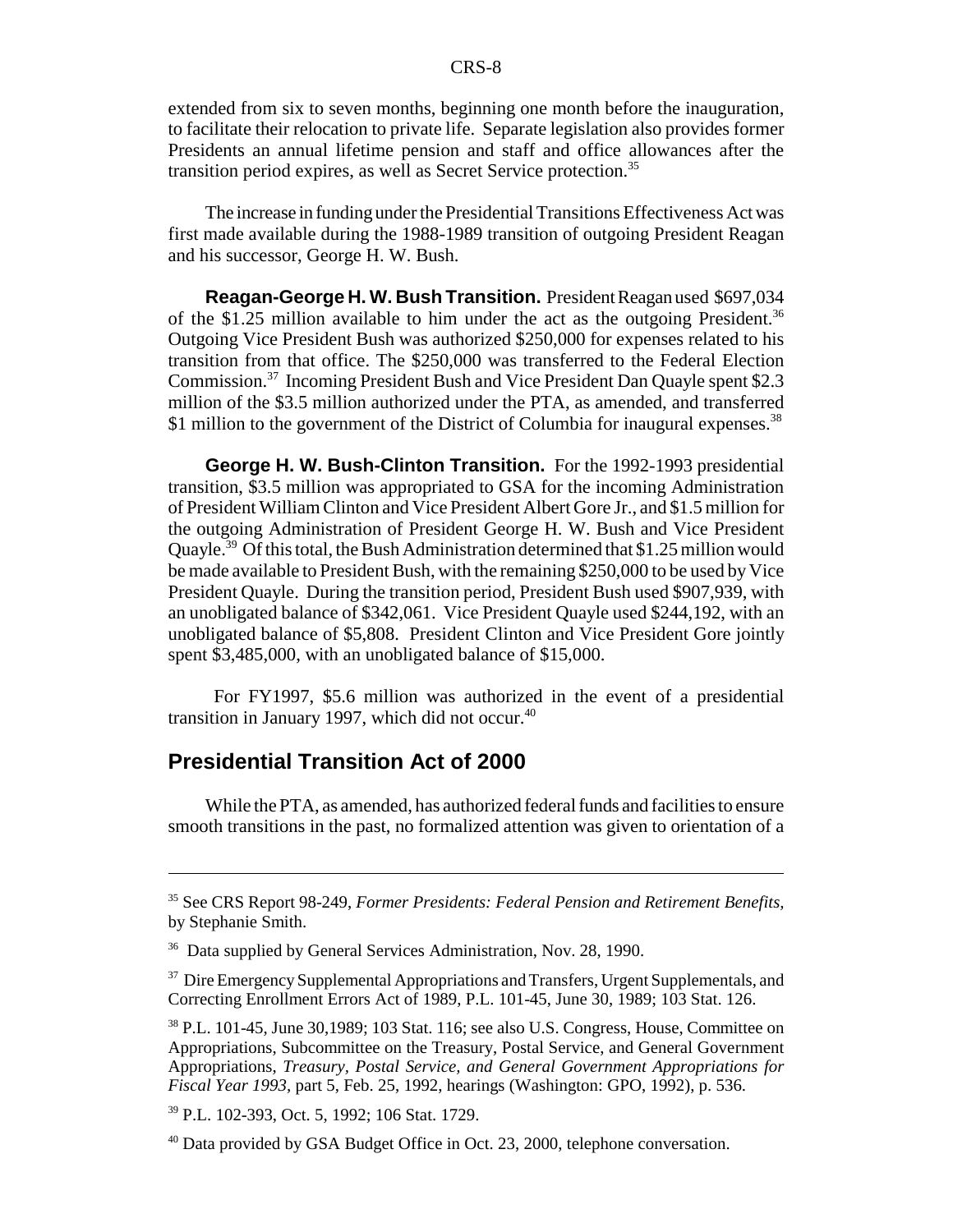extended from six to seven months, beginning one month before the inauguration, to facilitate their relocation to private life. Separate legislation also provides former Presidents an annual lifetime pension and staff and office allowances after the transition period expires, as well as Secret Service protection.[35]

The increase in funding under the Presidential Transitions Effectiveness Act was first made available during the 1988-1989 transition of outgoing President Reagan and his successor, George H. W. Bush.

**Reagan-George H. W. Bush Transition.** President Reagan used $697,034 of the $1.25 million available to him under the act as the outgoing President.[36] Outgoing Vice President Bush was authorized $250,000 for expenses related to his transition from that office. The $250,000 was transferred to the Federal Election Commission.[37] Incoming President Bush and Vice President Dan Quayle spent $2.3 million of the $3.5 million authorized under the PTA, as amended, and transferred $1 million to the government of the District of Columbia for inaugural expenses.[38]

**George H. W. Bush-Clinton Transition.** For the 1992-1993 presidential transition, $3.5 million was appropriated to GSA for the incoming Administration of President William Clinton and Vice President Albert Gore Jr., and $1.5 million for the outgoing Administration of President George H. W. Bush and Vice President Quayle.[39] Of this total, the Bush Administration determined that $1.25 million would be made available to President Bush, with the remaining $250,000 to be used by Vice President Quayle. During the transition period, President Bush used $907,939, with an unobligated balance of $342,061. Vice President Quayle used $244,192, with an unobligated balance of $5,808. President Clinton and Vice President Gore jointly spent $3,485,000, with an unobligated balance of $15,000.

For FY1997, $5.6 million was authorized in the event of a presidential transition in January 1997, which did not occur.[40]

## Presidential Transition Act of 2000

While the PTA, as amended, has authorized federal funds and facilities to ensure smooth transitions in the past, no formalized attention was given to orientation of a

---

[35] See CRS Report 98-249, *Former Presidents: Federal Pension and Retirement Benefits*, by Stephanie Smith.

[36] Data supplied by General Services Administration, Nov. 28, 1990.

[37] Dire Emergency Supplemental Appropriations and Transfers, Urgent Supplementals, and Correcting Enrollment Errors Act of 1989, P.L. 101-45, June 30, 1989; 103 Stat. 126.

[38] P.L. 101-45, June 30,1989; 103 Stat. 116; see also U.S. Congress, House, Committee on Appropriations, Subcommittee on the Treasury, Postal Service, and General Government Appropriations, *Treasury, Postal Service, and General Government Appropriations for Fiscal Year 1993*, part 5, Feb. 25, 1992, hearings (Washington: GPO, 1992), p. 536.

[39] P.L. 102-393, Oct. 5, 1992; 106 Stat. 1729.

[40] Data provided by GSA Budget Office in Oct. 23, 2000, telephone conversation.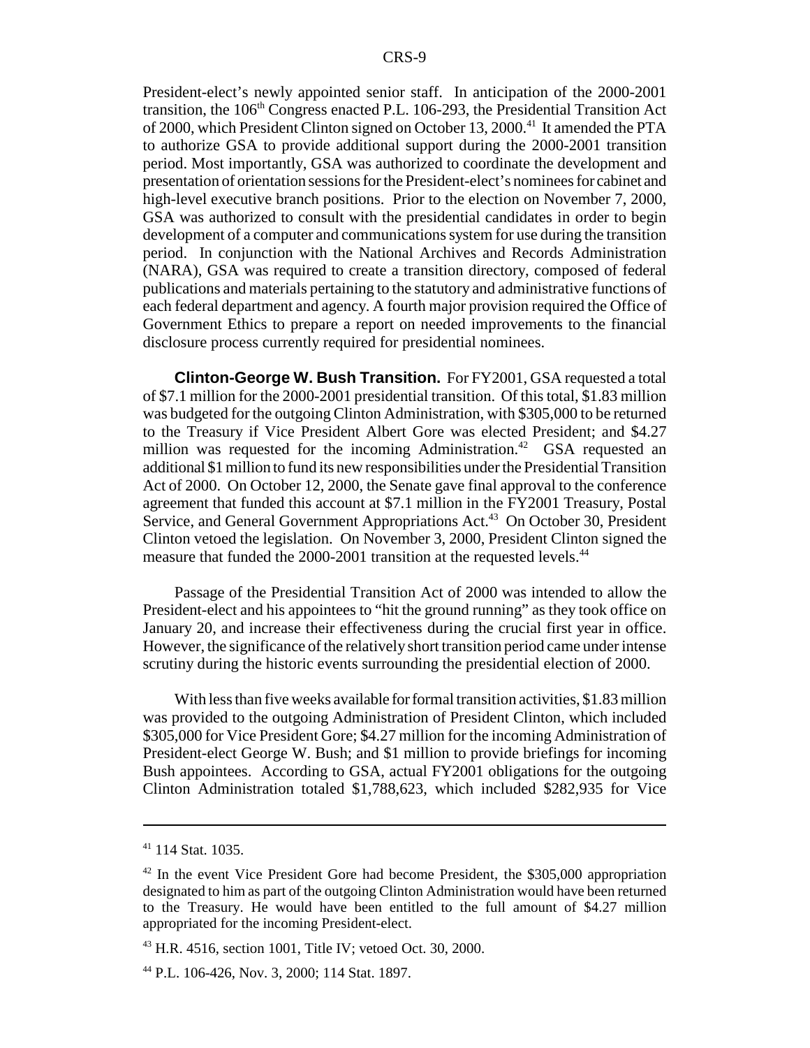President-elect's newly appointed senior staff. In anticipation of the 2000-2001 transition, the 106th Congress enacted P.L. 106-293, the Presidential Transition Act of 2000, which President Clinton signed on October 13, 2000.[41] It amended the PTA to authorize GSA to provide additional support during the 2000-2001 transition period. Most importantly, GSA was authorized to coordinate the development and presentation of orientation sessions for the President-elect's nominees for cabinet and high-level executive branch positions. Prior to the election on November 7, 2000, GSA was authorized to consult with the presidential candidates in order to begin development of a computer and communications system for use during the transition period. In conjunction with the National Archives and Records Administration (NARA), GSA was required to create a transition directory, composed of federal publications and materials pertaining to the statutory and administrative functions of each federal department and agency. A fourth major provision required the Office of Government Ethics to prepare a report on needed improvements to the financial disclosure process currently required for presidential nominees.

**Clinton-George W. Bush Transition.** For FY2001, GSA requested a total of $7.1 million for the 2000-2001 presidential transition. Of this total, $1.83 million was budgeted for the outgoing Clinton Administration, with $305,000 to be returned to the Treasury if Vice President Albert Gore was elected President; and $4.27 million was requested for the incoming Administration.[42] GSA requested an additional $1 million to fund its new responsibilities under the Presidential Transition Act of 2000. On October 12, 2000, the Senate gave final approval to the conference agreement that funded this account at $7.1 million in the FY2001 Treasury, Postal Service, and General Government Appropriations Act.[43] On October 30, President Clinton vetoed the legislation. On November 3, 2000, President Clinton signed the measure that funded the 2000-2001 transition at the requested levels.[44]

Passage of the Presidential Transition Act of 2000 was intended to allow the President-elect and his appointees to "hit the ground running" as they took office on January 20, and increase their effectiveness during the crucial first year in office. However, the significance of the relatively short transition period came under intense scrutiny during the historic events surrounding the presidential election of 2000.

With less than five weeks available for formal transition activities, $1.83 million was provided to the outgoing Administration of President Clinton, which included $305,000 for Vice President Gore; $4.27 million for the incoming Administration of President-elect George W. Bush; and $1 million to provide briefings for incoming Bush appointees. According to GSA, actual FY2001 obligations for the outgoing Clinton Administration totaled $1,788,623, which included $282,935 for Vice

---

[41] 114 Stat. 1035.

[42] In the event Vice President Gore had become President, the $305,000 appropriation designated to him as part of the outgoing Clinton Administration would have been returned to the Treasury. He would have been entitled to the full amount of $4.27 million appropriated for the incoming President-elect.

[43] H.R. 4516, section 1001, Title IV; vetoed Oct. 30, 2000.

[44] P.L. 106-426, Nov. 3, 2000; 114 Stat. 1897.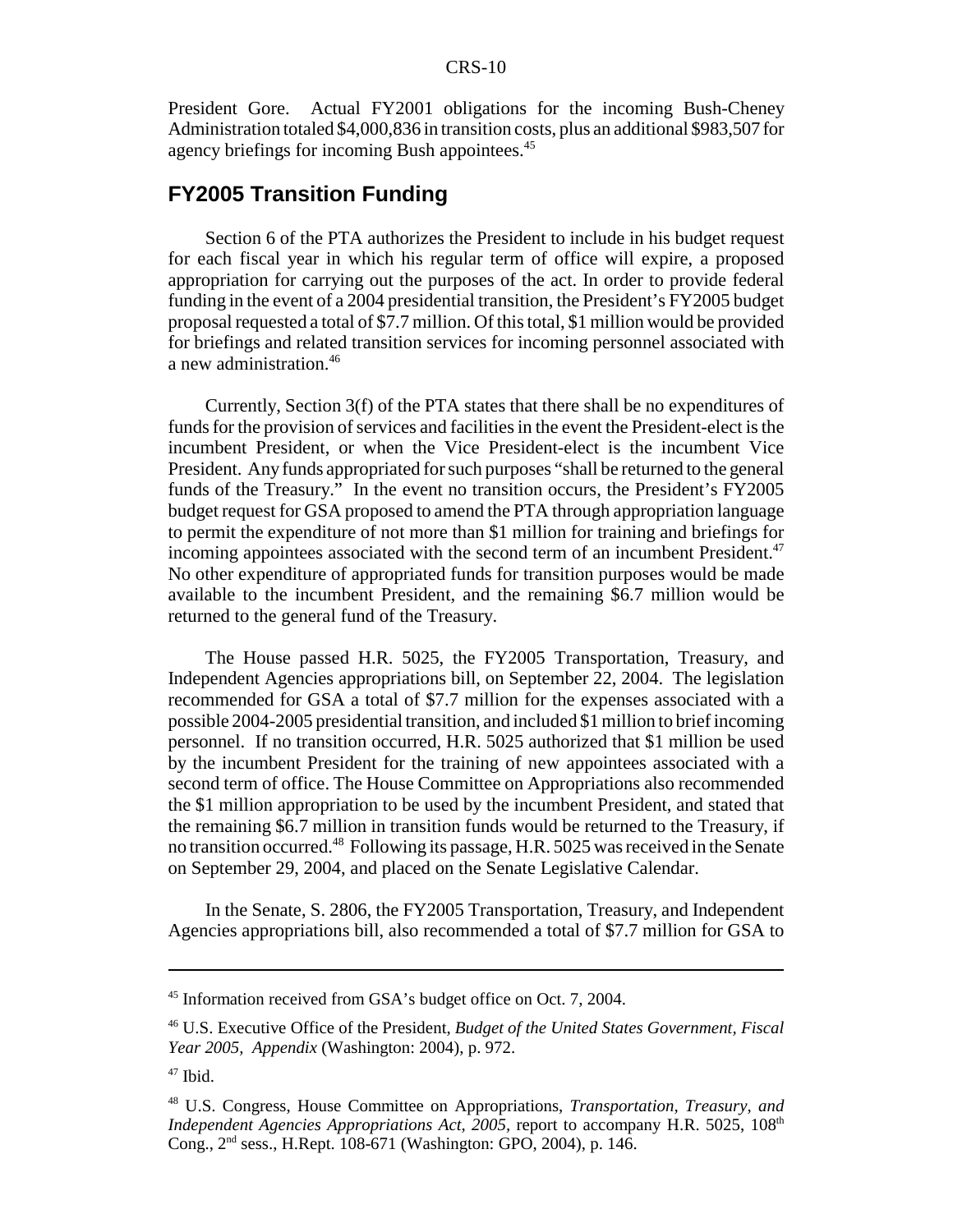President Gore. Actual FY2001 obligations for the incoming Bush-Cheney Administration totaled $4,000,836 in transition costs, plus an additional $983,507 for agency briefings for incoming Bush appointees.[45]

## FY2005 Transition Funding

Section 6 of the PTA authorizes the President to include in his budget request for each fiscal year in which his regular term of office will expire, a proposed appropriation for carrying out the purposes of the act. In order to provide federal funding in the event of a 2004 presidential transition, the President's FY2005 budget proposal requested a total of $7.7 million. Of this total, $1 million would be provided for briefings and related transition services for incoming personnel associated with a new administration.[46]

Currently, Section 3(f) of the PTA states that there shall be no expenditures of funds for the provision of services and facilities in the event the President-elect is the incumbent President, or when the Vice President-elect is the incumbent Vice President. Any funds appropriated for such purposes "shall be returned to the general funds of the Treasury." In the event no transition occurs, the President's FY2005 budget request for GSA proposed to amend the PTA through appropriation language to permit the expenditure of not more than $1 million for training and briefings for incoming appointees associated with the second term of an incumbent President.[47] No other expenditure of appropriated funds for transition purposes would be made available to the incumbent President, and the remaining $6.7 million would be returned to the general fund of the Treasury.

The House passed H.R. 5025, the FY2005 Transportation, Treasury, and Independent Agencies appropriations bill, on September 22, 2004. The legislation recommended for GSA a total of $7.7 million for the expenses associated with a possible 2004-2005 presidential transition, and included $1 million to brief incoming personnel. If no transition occurred, H.R. 5025 authorized that $1 million be used by the incumbent President for the training of new appointees associated with a second term of office. The House Committee on Appropriations also recommended the $1 million appropriation to be used by the incumbent President, and stated that the remaining $6.7 million in transition funds would be returned to the Treasury, if no transition occurred.[48] Following its passage, H.R. 5025 was received in the Senate on September 29, 2004, and placed on the Senate Legislative Calendar.

In the Senate, S. 2806, the FY2005 Transportation, Treasury, and Independent Agencies appropriations bill, also recommended a total of $7.7 million for GSA to

---

[45] Information received from GSA's budget office on Oct. 7, 2004.

[46] U.S. Executive Office of the President, *Budget of the United States Government, Fiscal Year 2005, Appendix* (Washington: 2004), p. 972.

[47] Ibid.

[48] U.S. Congress, House Committee on Appropriations, *Transportation, Treasury, and Independent Agencies Appropriations Act, 2005*, report to accompany H.R. 5025, 108th Cong., 2nd sess., H.Rept. 108-671 (Washington: GPO, 2004), p. 146.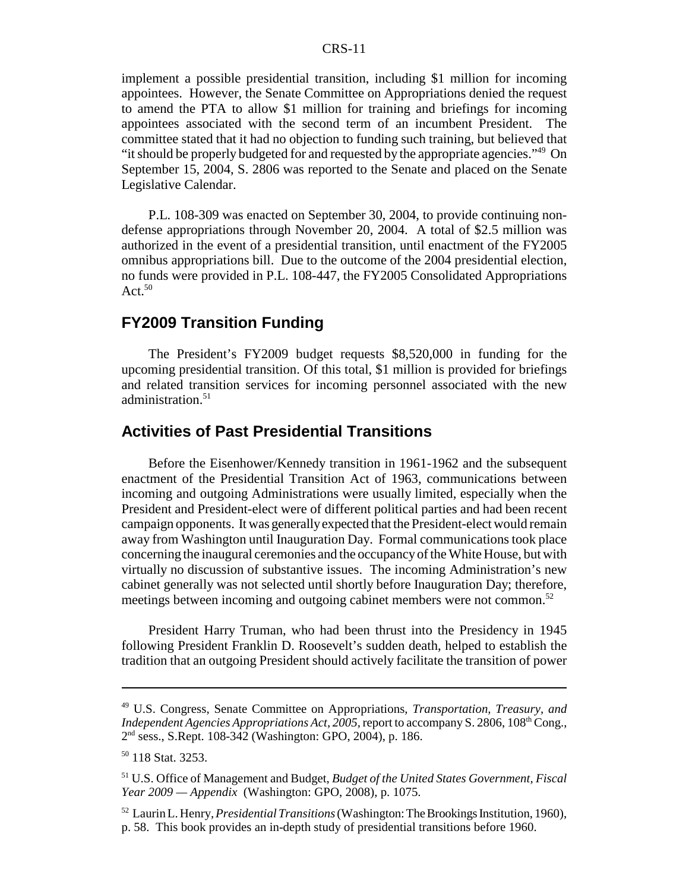implement a possible presidential transition, including $1 million for incoming appointees. However, the Senate Committee on Appropriations denied the request to amend the PTA to allow $1 million for training and briefings for incoming appointees associated with the second term of an incumbent President. The committee stated that it had no objection to funding such training, but believed that "it should be properly budgeted for and requested by the appropriate agencies."[49] On September 15, 2004, S. 2806 was reported to the Senate and placed on the Senate Legislative Calendar.

P.L. 108-309 was enacted on September 30, 2004, to provide continuing non-defense appropriations through November 20, 2004. A total of $2.5 million was authorized in the event of a presidential transition, until enactment of the FY2005 omnibus appropriations bill. Due to the outcome of the 2004 presidential election, no funds were provided in P.L. 108-447, the FY2005 Consolidated Appropriations Act.[50]

## FY2009 Transition Funding

The President's FY2009 budget requests $8,520,000 in funding for the upcoming presidential transition. Of this total, $1 million is provided for briefings and related transition services for incoming personnel associated with the new administration.[51]

## Activities of Past Presidential Transitions

Before the Eisenhower/Kennedy transition in 1961-1962 and the subsequent enactment of the Presidential Transition Act of 1963, communications between incoming and outgoing Administrations were usually limited, especially when the President and President-elect were of different political parties and had been recent campaign opponents. It was generally expected that the President-elect would remain away from Washington until Inauguration Day. Formal communications took place concerning the inaugural ceremonies and the occupancy of the White House, but with virtually no discussion of substantive issues. The incoming Administration's new cabinet generally was not selected until shortly before Inauguration Day; therefore, meetings between incoming and outgoing cabinet members were not common.[52]

President Harry Truman, who had been thrust into the Presidency in 1945 following President Franklin D. Roosevelt's sudden death, helped to establish the tradition that an outgoing President should actively facilitate the transition of power

---

[49] U.S. Congress, Senate Committee on Appropriations, *Transportation, Treasury, and Independent Agencies Appropriations Act, 2005*, report to accompany S. 2806, 108th Cong., 2nd sess., S.Rept. 108-342 (Washington: GPO, 2004), p. 186.

[50] 118 Stat. 3253.

[51] U.S. Office of Management and Budget, *Budget of the United States Government, Fiscal Year 2009 — Appendix* (Washington: GPO, 2008), p. 1075.

[52] Laurin L. Henry, *Presidential Transitions* (Washington: The Brookings Institution, 1960), p. 58. This book provides an in-depth study of presidential transitions before 1960.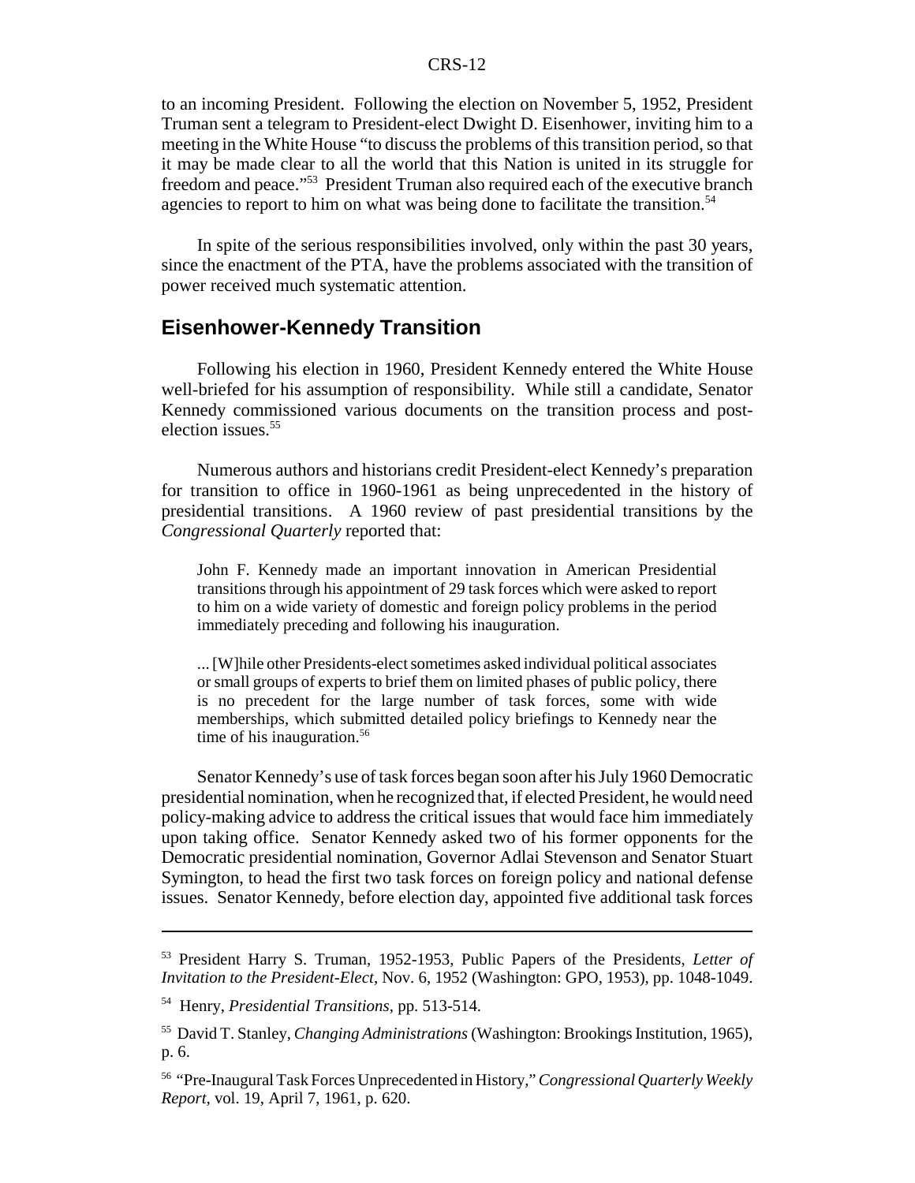to an incoming President. Following the election on November 5, 1952, President Truman sent a telegram to President-elect Dwight D. Eisenhower, inviting him to a meeting in the White House "to discuss the problems of this transition period, so that it may be made clear to all the world that this Nation is united in its struggle for freedom and peace."[53] President Truman also required each of the executive branch agencies to report to him on what was being done to facilitate the transition.[54]

In spite of the serious responsibilities involved, only within the past 30 years, since the enactment of the PTA, have the problems associated with the transition of power received much systematic attention.

## Eisenhower-Kennedy Transition

Following his election in 1960, President Kennedy entered the White House well-briefed for his assumption of responsibility. While still a candidate, Senator Kennedy commissioned various documents on the transition process and post-election issues.[55]

Numerous authors and historians credit President-elect Kennedy's preparation for transition to office in 1960-1961 as being unprecedented in the history of presidential transitions. A 1960 review of past presidential transitions by the *Congressional Quarterly* reported that:

> John F. Kennedy made an important innovation in American Presidential transitions through his appointment of 29 task forces which were asked to report to him on a wide variety of domestic and foreign policy problems in the period immediately preceding and following his inauguration.
>
> ... [W]hile other Presidents-elect sometimes asked individual political associates or small groups of experts to brief them on limited phases of public policy, there is no precedent for the large number of task forces, some with wide memberships, which submitted detailed policy briefings to Kennedy near the time of his inauguration.[56]

Senator Kennedy's use of task forces began soon after his July 1960 Democratic presidential nomination, when he recognized that, if elected President, he would need policy-making advice to address the critical issues that would face him immediately upon taking office. Senator Kennedy asked two of his former opponents for the Democratic presidential nomination, Governor Adlai Stevenson and Senator Stuart Symington, to head the first two task forces on foreign policy and national defense issues. Senator Kennedy, before election day, appointed five additional task forces

---

[53] President Harry S. Truman, 1952-1953, Public Papers of the Presidents, *Letter of Invitation to the President-Elect*, Nov. 6, 1952 (Washington: GPO, 1953), pp. 1048-1049.

[54] Henry, *Presidential Transitions,* pp. 513-514.

[55] David T. Stanley, *Changing Administrations* (Washington: Brookings Institution, 1965), p. 6.

[56] "Pre-Inaugural Task Forces Unprecedented in History," *Congressional Quarterly Weekly Report*, vol. 19, April 7, 1961, p. 620.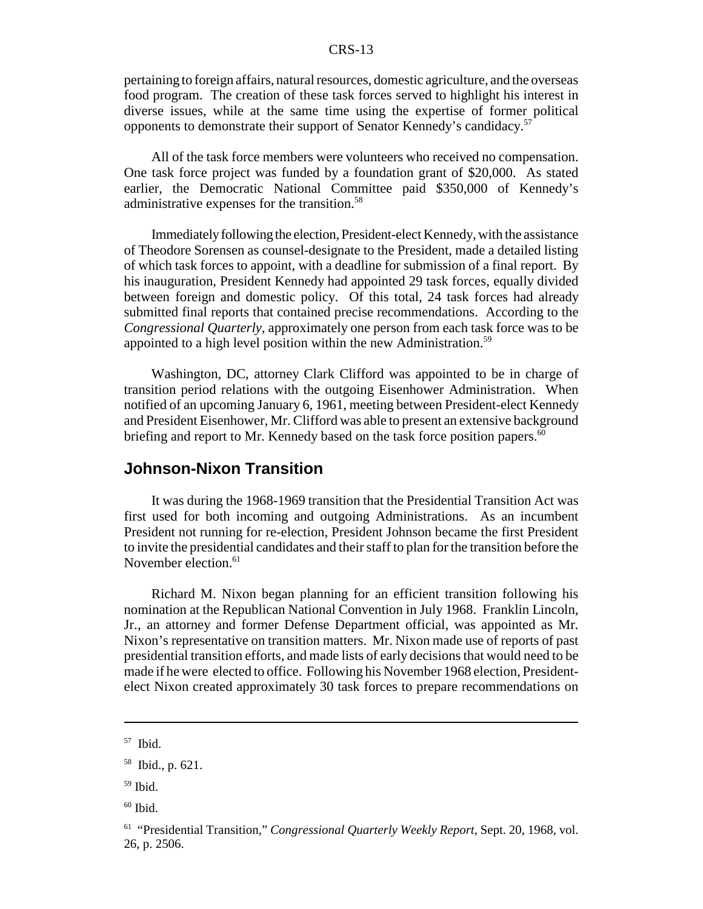pertaining to foreign affairs, natural resources, domestic agriculture, and the overseas food program. The creation of these task forces served to highlight his interest in diverse issues, while at the same time using the expertise of former political opponents to demonstrate their support of Senator Kennedy's candidacy.[57]

All of the task force members were volunteers who received no compensation. One task force project was funded by a foundation grant of $20,000. As stated earlier, the Democratic National Committee paid $350,000 of Kennedy's administrative expenses for the transition.[58]

Immediately following the election, President-elect Kennedy, with the assistance of Theodore Sorensen as counsel-designate to the President, made a detailed listing of which task forces to appoint, with a deadline for submission of a final report. By his inauguration, President Kennedy had appointed 29 task forces, equally divided between foreign and domestic policy. Of this total, 24 task forces had already submitted final reports that contained precise recommendations. According to the *Congressional Quarterly*, approximately one person from each task force was to be appointed to a high level position within the new Administration.[59]

Washington, DC, attorney Clark Clifford was appointed to be in charge of transition period relations with the outgoing Eisenhower Administration. When notified of an upcoming January 6, 1961, meeting between President-elect Kennedy and President Eisenhower, Mr. Clifford was able to present an extensive background briefing and report to Mr. Kennedy based on the task force position papers.[60]

## Johnson-Nixon Transition

It was during the 1968-1969 transition that the Presidential Transition Act was first used for both incoming and outgoing Administrations. As an incumbent President not running for re-election, President Johnson became the first President to invite the presidential candidates and their staff to plan for the transition before the November election.[61]

Richard M. Nixon began planning for an efficient transition following his nomination at the Republican National Convention in July 1968. Franklin Lincoln, Jr., an attorney and former Defense Department official, was appointed as Mr. Nixon's representative on transition matters. Mr. Nixon made use of reports of past presidential transition efforts, and made lists of early decisions that would need to be made if he were elected to office. Following his November 1968 election, President-elect Nixon created approximately 30 task forces to prepare recommendations on

---

[57] Ibid.

[58] Ibid., p. 621.

[59] Ibid.

[60] Ibid.

[61] "Presidential Transition," *Congressional Quarterly Weekly Report*, Sept. 20, 1968, vol. 26, p. 2506.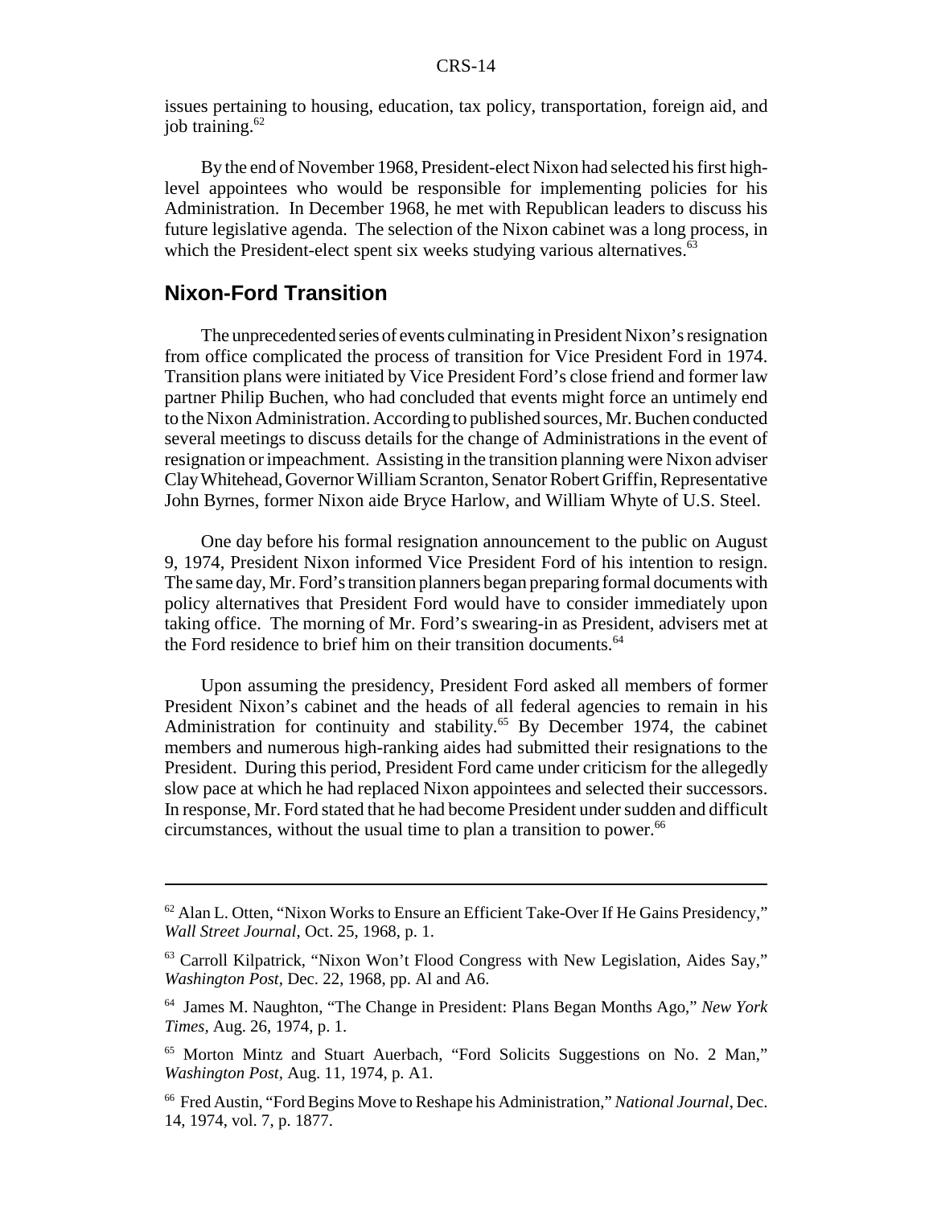issues pertaining to housing, education, tax policy, transportation, foreign aid, and job training.[62]

By the end of November 1968, President-elect Nixon had selected his first high-level appointees who would be responsible for implementing policies for his Administration. In December 1968, he met with Republican leaders to discuss his future legislative agenda. The selection of the Nixon cabinet was a long process, in which the President-elect spent six weeks studying various alternatives.[63]

## Nixon-Ford Transition

The unprecedented series of events culminating in President Nixon's resignation from office complicated the process of transition for Vice President Ford in 1974. Transition plans were initiated by Vice President Ford's close friend and former law partner Philip Buchen, who had concluded that events might force an untimely end to the Nixon Administration. According to published sources, Mr. Buchen conducted several meetings to discuss details for the change of Administrations in the event of resignation or impeachment. Assisting in the transition planning were Nixon adviser Clay Whitehead, Governor William Scranton, Senator Robert Griffin, Representative John Byrnes, former Nixon aide Bryce Harlow, and William Whyte of U.S. Steel.

One day before his formal resignation announcement to the public on August 9, 1974, President Nixon informed Vice President Ford of his intention to resign. The same day, Mr. Ford's transition planners began preparing formal documents with policy alternatives that President Ford would have to consider immediately upon taking office. The morning of Mr. Ford's swearing-in as President, advisers met at the Ford residence to brief him on their transition documents.[64]

Upon assuming the presidency, President Ford asked all members of former President Nixon's cabinet and the heads of all federal agencies to remain in his Administration for continuity and stability.[65] By December 1974, the cabinet members and numerous high-ranking aides had submitted their resignations to the President. During this period, President Ford came under criticism for the allegedly slow pace at which he had replaced Nixon appointees and selected their successors. In response, Mr. Ford stated that he had become President under sudden and difficult circumstances, without the usual time to plan a transition to power.[66]

---

[62] Alan L. Otten, "Nixon Works to Ensure an Efficient Take-Over If He Gains Presidency," *Wall Street Journal*, Oct. 25, 1968, p. 1.

[63] Carroll Kilpatrick, "Nixon Won't Flood Congress with New Legislation, Aides Say," *Washington Post*, Dec. 22, 1968, pp. Al and A6.

[64] James M. Naughton, "The Change in President: Plans Began Months Ago," *New York Times*, Aug. 26, 1974, p. 1.

[65] Morton Mintz and Stuart Auerbach, "Ford Solicits Suggestions on No. 2 Man," *Washington Post*, Aug. 11, 1974, p. A1.

[66] Fred Austin, "Ford Begins Move to Reshape his Administration," *National Journal*, Dec. 14, 1974, vol. 7, p. 1877.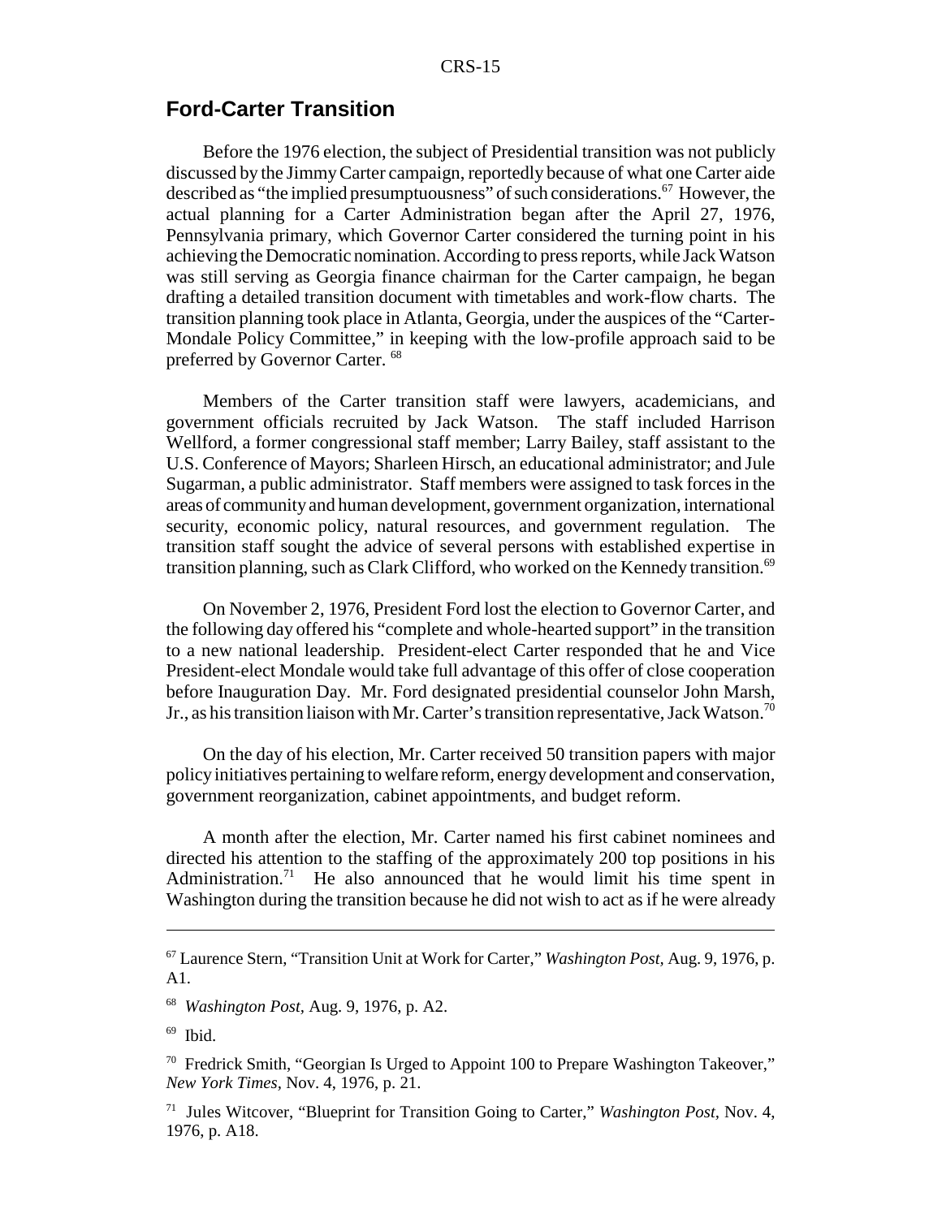## Ford-Carter Transition

Before the 1976 election, the subject of Presidential transition was not publicly discussed by the Jimmy Carter campaign, reportedly because of what one Carter aide described as "the implied presumptuousness" of such considerations.[67] However, the actual planning for a Carter Administration began after the April 27, 1976, Pennsylvania primary, which Governor Carter considered the turning point in his achieving the Democratic nomination. According to press reports, while Jack Watson was still serving as Georgia finance chairman for the Carter campaign, he began drafting a detailed transition document with timetables and work-flow charts. The transition planning took place in Atlanta, Georgia, under the auspices of the "Carter-Mondale Policy Committee," in keeping with the low-profile approach said to be preferred by Governor Carter. [68]

Members of the Carter transition staff were lawyers, academicians, and government officials recruited by Jack Watson. The staff included Harrison Wellford, a former congressional staff member; Larry Bailey, staff assistant to the U.S. Conference of Mayors; Sharleen Hirsch, an educational administrator; and Jule Sugarman, a public administrator. Staff members were assigned to task forces in the areas of community and human development, government organization, international security, economic policy, natural resources, and government regulation. The transition staff sought the advice of several persons with established expertise in transition planning, such as Clark Clifford, who worked on the Kennedy transition.[69]

On November 2, 1976, President Ford lost the election to Governor Carter, and the following day offered his "complete and whole-hearted support" in the transition to a new national leadership. President-elect Carter responded that he and Vice President-elect Mondale would take full advantage of this offer of close cooperation before Inauguration Day. Mr. Ford designated presidential counselor John Marsh, Jr., as his transition liaison with Mr. Carter's transition representative, Jack Watson.[70]

On the day of his election, Mr. Carter received 50 transition papers with major policy initiatives pertaining to welfare reform, energy development and conservation, government reorganization, cabinet appointments, and budget reform.

A month after the election, Mr. Carter named his first cabinet nominees and directed his attention to the staffing of the approximately 200 top positions in his Administration.[71] He also announced that he would limit his time spent in Washington during the transition because he did not wish to act as if he were already

---

[67] Laurence Stern, "Transition Unit at Work for Carter," *Washington Post*, Aug. 9, 1976, p. A1.

[68] *Washington Post*, Aug. 9, 1976, p. A2.

[69] Ibid.

[70] Fredrick Smith, "Georgian Is Urged to Appoint 100 to Prepare Washington Takeover," *New York Times*, Nov. 4, 1976, p. 21.

[71] Jules Witcover, "Blueprint for Transition Going to Carter," *Washington Post*, Nov. 4, 1976, p. A18.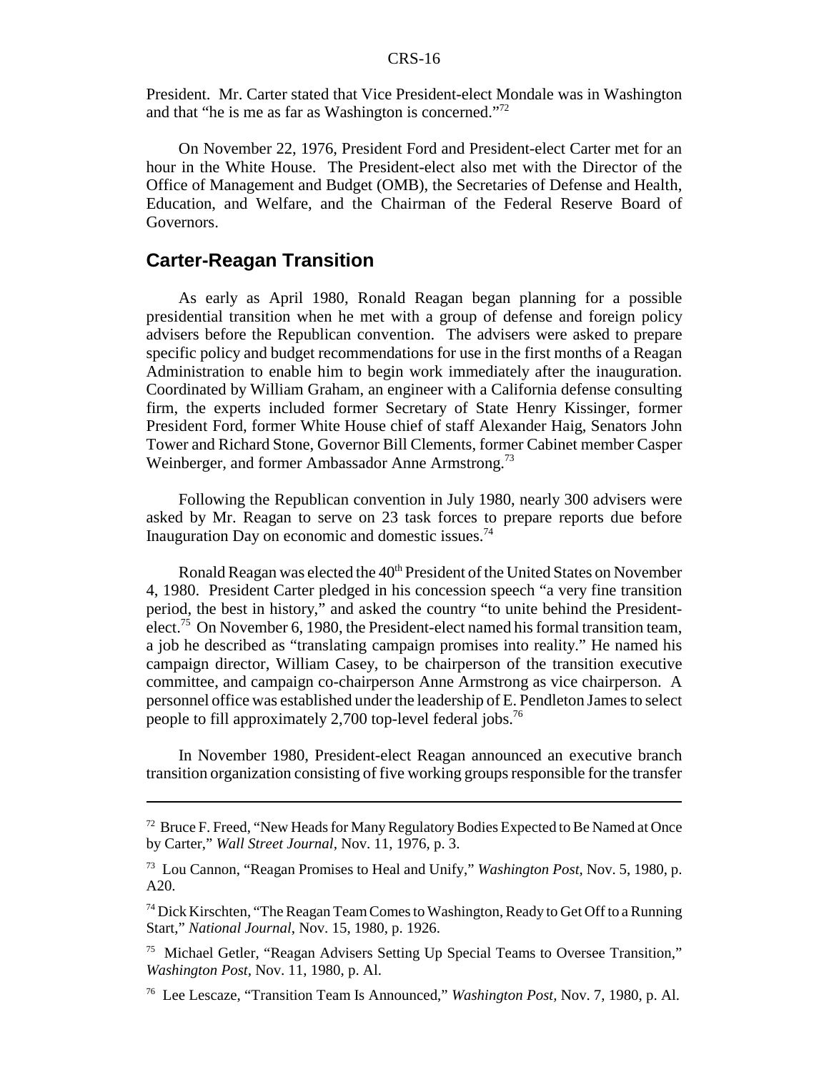President. Mr. Carter stated that Vice President-elect Mondale was in Washington and that "he is me as far as Washington is concerned."[72]

On November 22, 1976, President Ford and President-elect Carter met for an hour in the White House. The President-elect also met with the Director of the Office of Management and Budget (OMB), the Secretaries of Defense and Health, Education, and Welfare, and the Chairman of the Federal Reserve Board of Governors.

## Carter-Reagan Transition

As early as April 1980, Ronald Reagan began planning for a possible presidential transition when he met with a group of defense and foreign policy advisers before the Republican convention. The advisers were asked to prepare specific policy and budget recommendations for use in the first months of a Reagan Administration to enable him to begin work immediately after the inauguration. Coordinated by William Graham, an engineer with a California defense consulting firm, the experts included former Secretary of State Henry Kissinger, former President Ford, former White House chief of staff Alexander Haig, Senators John Tower and Richard Stone, Governor Bill Clements, former Cabinet member Casper Weinberger, and former Ambassador Anne Armstrong.[73]

Following the Republican convention in July 1980, nearly 300 advisers were asked by Mr. Reagan to serve on 23 task forces to prepare reports due before Inauguration Day on economic and domestic issues.[74]

Ronald Reagan was elected the 40th President of the United States on November 4, 1980. President Carter pledged in his concession speech "a very fine transition period, the best in history," and asked the country "to unite behind the President-elect.[75] On November 6, 1980, the President-elect named his formal transition team, a job he described as "translating campaign promises into reality." He named his campaign director, William Casey, to be chairperson of the transition executive committee, and campaign co-chairperson Anne Armstrong as vice chairperson. A personnel office was established under the leadership of E. Pendleton James to select people to fill approximately 2,700 top-level federal jobs.[76]

In November 1980, President-elect Reagan announced an executive branch transition organization consisting of five working groups responsible for the transfer

---

[72] Bruce F. Freed, "New Heads for Many Regulatory Bodies Expected to Be Named at Once by Carter," *Wall Street Journal*, Nov. 11, 1976, p. 3.

[73] Lou Cannon, "Reagan Promises to Heal and Unify," *Washington Post*, Nov. 5, 1980, p. A20.

[74] Dick Kirschten, "The Reagan Team Comes to Washington, Ready to Get Off to a Running Start," *National Journal*, Nov. 15, 1980, p. 1926.

[75] Michael Getler, "Reagan Advisers Setting Up Special Teams to Oversee Transition," *Washington Post*, Nov. 11, 1980, p. Al.

[76] Lee Lescaze, "Transition Team Is Announced," *Washington Post*, Nov. 7, 1980, p. Al.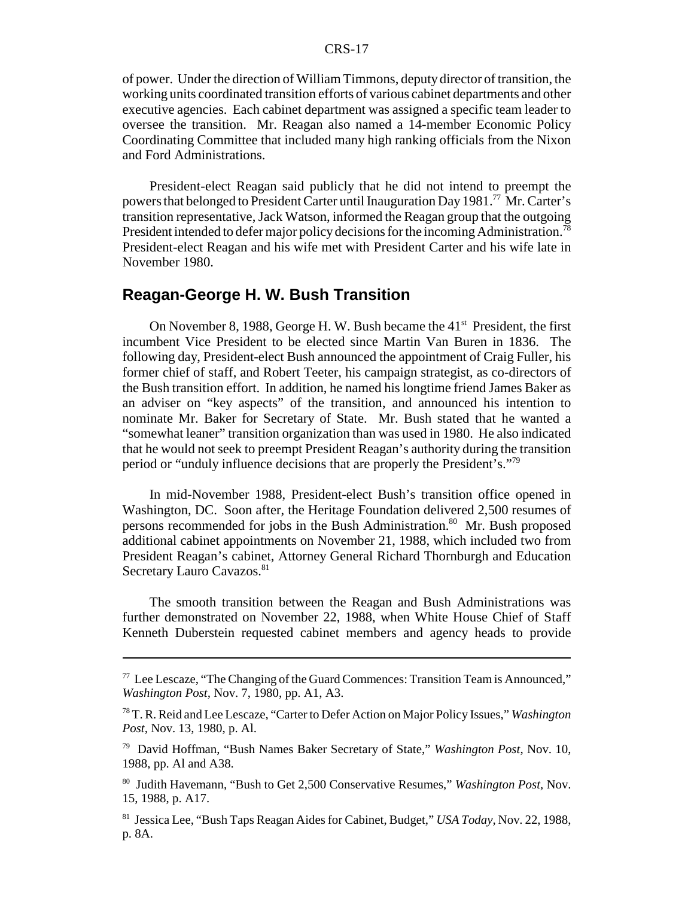of power. Under the direction of William Timmons, deputy director of transition, the working units coordinated transition efforts of various cabinet departments and other executive agencies. Each cabinet department was assigned a specific team leader to oversee the transition. Mr. Reagan also named a 14-member Economic Policy Coordinating Committee that included many high ranking officials from the Nixon and Ford Administrations.

President-elect Reagan said publicly that he did not intend to preempt the powers that belonged to President Carter until Inauguration Day 1981.[77] Mr. Carter's transition representative, Jack Watson, informed the Reagan group that the outgoing President intended to defer major policy decisions for the incoming Administration.[78] President-elect Reagan and his wife met with President Carter and his wife late in November 1980.

## Reagan-George H. W. Bush Transition

On November 8, 1988, George H. W. Bush became the 41st President, the first incumbent Vice President to be elected since Martin Van Buren in 1836. The following day, President-elect Bush announced the appointment of Craig Fuller, his former chief of staff, and Robert Teeter, his campaign strategist, as co-directors of the Bush transition effort. In addition, he named his longtime friend James Baker as an adviser on "key aspects" of the transition, and announced his intention to nominate Mr. Baker for Secretary of State. Mr. Bush stated that he wanted a "somewhat leaner" transition organization than was used in 1980. He also indicated that he would not seek to preempt President Reagan's authority during the transition period or "unduly influence decisions that are properly the President's."[79]

In mid-November 1988, President-elect Bush's transition office opened in Washington, DC. Soon after, the Heritage Foundation delivered 2,500 resumes of persons recommended for jobs in the Bush Administration.[80] Mr. Bush proposed additional cabinet appointments on November 21, 1988, which included two from President Reagan's cabinet, Attorney General Richard Thornburgh and Education Secretary Lauro Cavazos.[81]

The smooth transition between the Reagan and Bush Administrations was further demonstrated on November 22, 1988, when White House Chief of Staff Kenneth Duberstein requested cabinet members and agency heads to provide

---

[77] Lee Lescaze, "The Changing of the Guard Commences: Transition Team is Announced," *Washington Post*, Nov. 7, 1980, pp. A1, A3.

[78] T. R. Reid and Lee Lescaze, "Carter to Defer Action on Major Policy Issues," *Washington Post*, Nov. 13, 1980, p. Al.

[79] David Hoffman, "Bush Names Baker Secretary of State," *Washington Post*, Nov. 10, 1988, pp. Al and A38.

[80] Judith Havemann, "Bush to Get 2,500 Conservative Resumes," *Washington Post*, Nov. 15, 1988, p. A17.

[81] Jessica Lee, "Bush Taps Reagan Aides for Cabinet, Budget," *USA Today*, Nov. 22, 1988, p. 8A.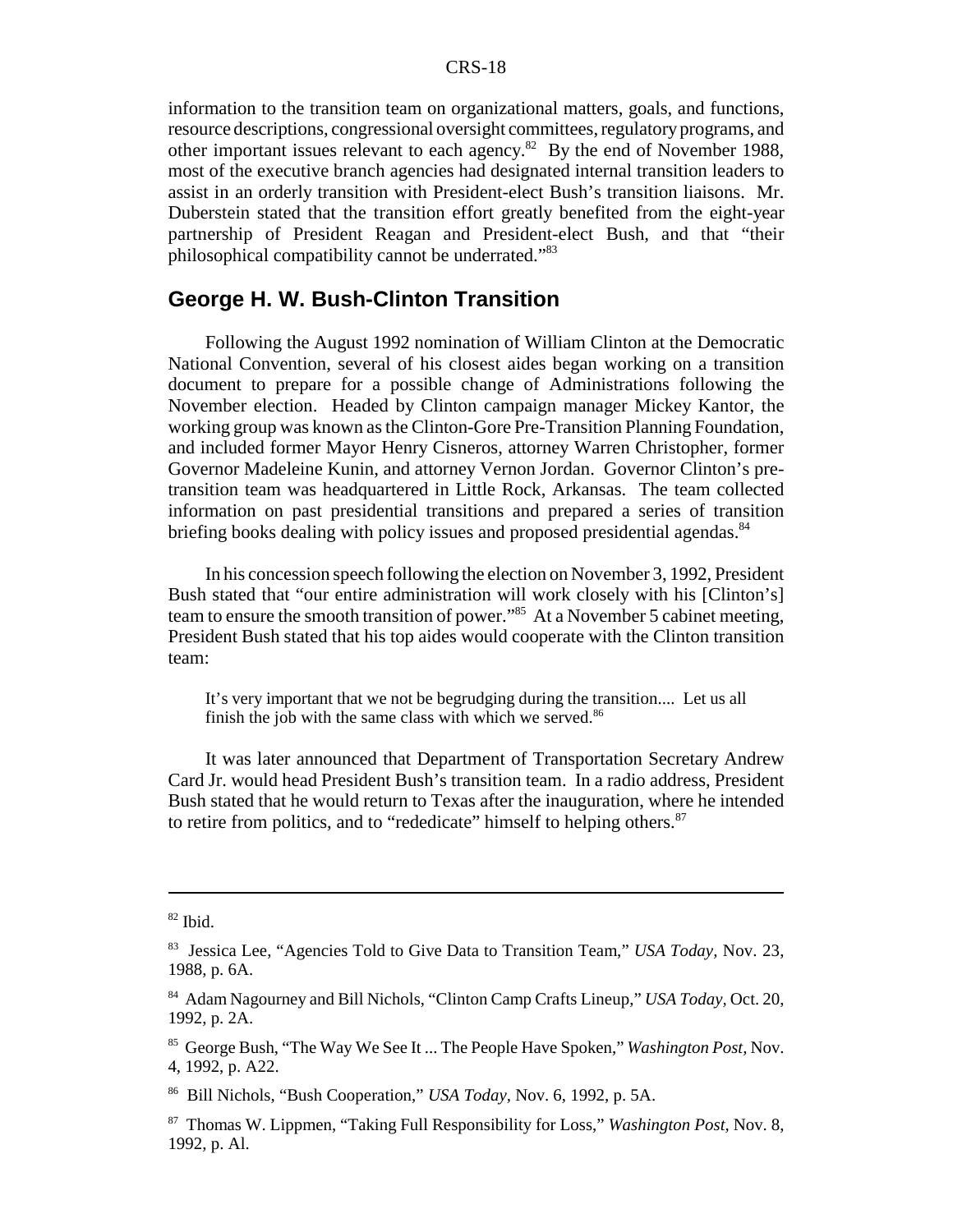information to the transition team on organizational matters, goals, and functions, resource descriptions, congressional oversight committees, regulatory programs, and other important issues relevant to each agency.[82] By the end of November 1988, most of the executive branch agencies had designated internal transition leaders to assist in an orderly transition with President-elect Bush's transition liaisons. Mr. Duberstein stated that the transition effort greatly benefited from the eight-year partnership of President Reagan and President-elect Bush, and that "their philosophical compatibility cannot be underrated."[83]

## George H. W. Bush-Clinton Transition

Following the August 1992 nomination of William Clinton at the Democratic National Convention, several of his closest aides began working on a transition document to prepare for a possible change of Administrations following the November election. Headed by Clinton campaign manager Mickey Kantor, the working group was known as the Clinton-Gore Pre-Transition Planning Foundation, and included former Mayor Henry Cisneros, attorney Warren Christopher, former Governor Madeleine Kunin, and attorney Vernon Jordan. Governor Clinton's pre-transition team was headquartered in Little Rock, Arkansas. The team collected information on past presidential transitions and prepared a series of transition briefing books dealing with policy issues and proposed presidential agendas.[84]

In his concession speech following the election on November 3, 1992, President Bush stated that "our entire administration will work closely with his [Clinton's] team to ensure the smooth transition of power."[85] At a November 5 cabinet meeting, President Bush stated that his top aides would cooperate with the Clinton transition team:

> It's very important that we not be begrudging during the transition.... Let us all finish the job with the same class with which we served.[86]

It was later announced that Department of Transportation Secretary Andrew Card Jr. would head President Bush's transition team. In a radio address, President Bush stated that he would return to Texas after the inauguration, where he intended to retire from politics, and to "rededicate" himself to helping others.[87]

---

[82] Ibid.

[83] Jessica Lee, "Agencies Told to Give Data to Transition Team," *USA Today*, Nov. 23, 1988, p. 6A.

[84] Adam Nagourney and Bill Nichols, "Clinton Camp Crafts Lineup," *USA Today*, Oct. 20, 1992, p. 2A.

[85] George Bush, "The Way We See It ... The People Have Spoken," *Washington Post*, Nov. 4, 1992, p. A22.

[86] Bill Nichols, "Bush Cooperation," *USA Today*, Nov. 6, 1992, p. 5A.

[87] Thomas W. Lippmen, "Taking Full Responsibility for Loss," *Washington Post*, Nov. 8, 1992, p. Al.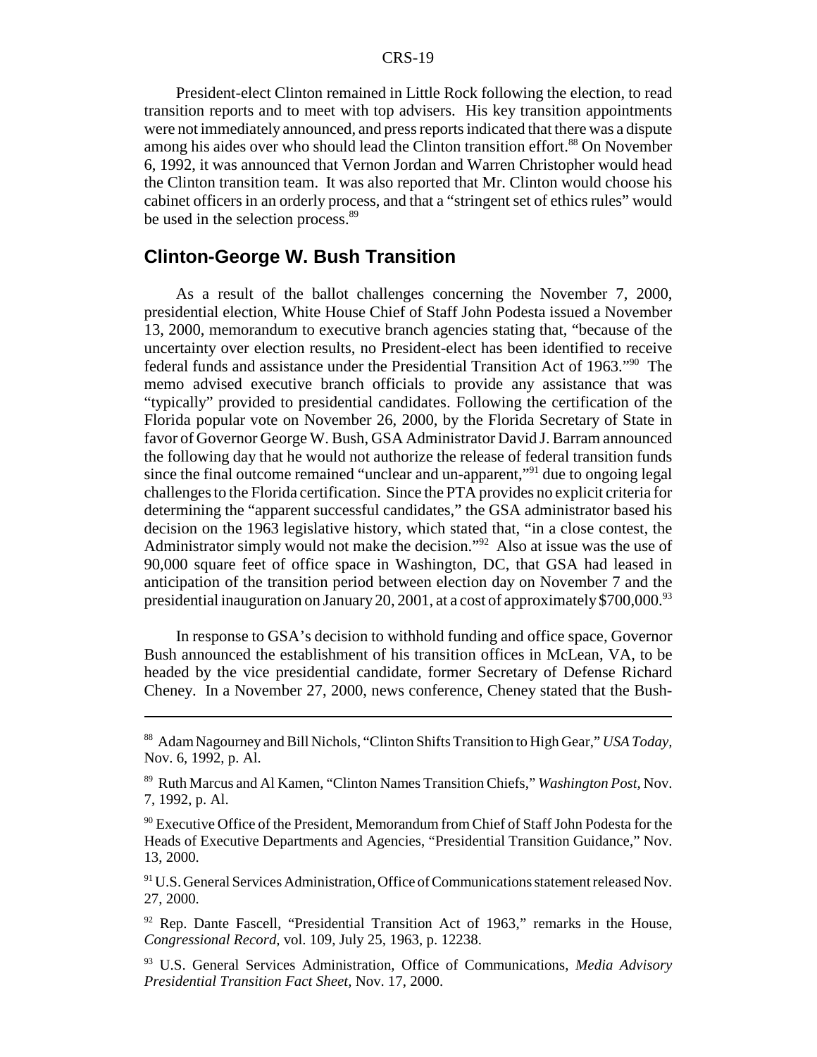President-elect Clinton remained in Little Rock following the election, to read transition reports and to meet with top advisers. His key transition appointments were not immediately announced, and press reports indicated that there was a dispute among his aides over who should lead the Clinton transition effort.[88] On November 6, 1992, it was announced that Vernon Jordan and Warren Christopher would head the Clinton transition team. It was also reported that Mr. Clinton would choose his cabinet officers in an orderly process, and that a "stringent set of ethics rules" would be used in the selection process.[89]

## Clinton-George W. Bush Transition

As a result of the ballot challenges concerning the November 7, 2000, presidential election, White House Chief of Staff John Podesta issued a November 13, 2000, memorandum to executive branch agencies stating that, "because of the uncertainty over election results, no President-elect has been identified to receive federal funds and assistance under the Presidential Transition Act of 1963."[90] The memo advised executive branch officials to provide any assistance that was "typically" provided to presidential candidates. Following the certification of the Florida popular vote on November 26, 2000, by the Florida Secretary of State in favor of Governor George W. Bush, GSA Administrator David J. Barram announced the following day that he would not authorize the release of federal transition funds since the final outcome remained "unclear and un-apparent,"[91] due to ongoing legal challenges to the Florida certification. Since the PTA provides no explicit criteria for determining the "apparent successful candidates," the GSA administrator based his decision on the 1963 legislative history, which stated that, "in a close contest, the Administrator simply would not make the decision."[92] Also at issue was the use of 90,000 square feet of office space in Washington, DC, that GSA had leased in anticipation of the transition period between election day on November 7 and the presidential inauguration on January 20, 2001, at a cost of approximately $700,000.[93]

In response to GSA's decision to withhold funding and office space, Governor Bush announced the establishment of his transition offices in McLean, VA, to be headed by the vice presidential candidate, former Secretary of Defense Richard Cheney. In a November 27, 2000, news conference, Cheney stated that the Bush-

---

[88] Adam Nagourney and Bill Nichols, "Clinton Shifts Transition to High Gear," *USA Today*, Nov. 6, 1992, p. Al.

[89] Ruth Marcus and Al Kamen, "Clinton Names Transition Chiefs," *Washington Post*, Nov. 7, 1992, p. Al.

[90] Executive Office of the President, Memorandum from Chief of Staff John Podesta for the Heads of Executive Departments and Agencies, "Presidential Transition Guidance," Nov. 13, 2000.

[91] U.S. General Services Administration, Office of Communications statement released Nov. 27, 2000.

[92] Rep. Dante Fascell, "Presidential Transition Act of 1963," remarks in the House, *Congressional Record*, vol. 109, July 25, 1963, p. 12238.

[93] U.S. General Services Administration, Office of Communications, *Media Advisory Presidential Transition Fact Sheet*, Nov. 17, 2000.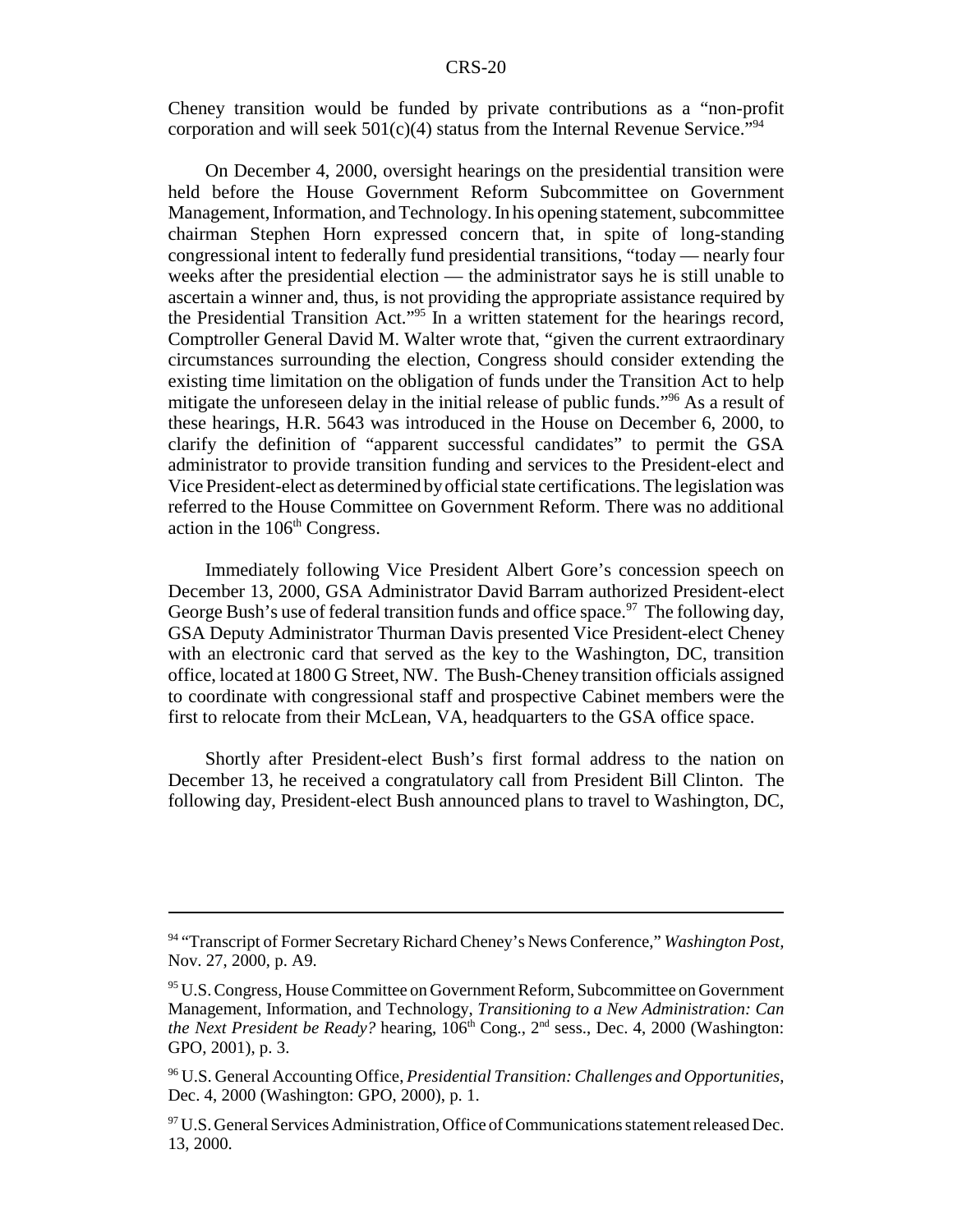Cheney transition would be funded by private contributions as a "non-profit corporation and will seek 501(c)(4) status from the Internal Revenue Service."[94]

On December 4, 2000, oversight hearings on the presidential transition were held before the House Government Reform Subcommittee on Government Management, Information, and Technology. In his opening statement, subcommittee chairman Stephen Horn expressed concern that, in spite of long-standing congressional intent to federally fund presidential transitions, "today — nearly four weeks after the presidential election — the administrator says he is still unable to ascertain a winner and, thus, is not providing the appropriate assistance required by the Presidential Transition Act."[95] In a written statement for the hearings record, Comptroller General David M. Walter wrote that, "given the current extraordinary circumstances surrounding the election, Congress should consider extending the existing time limitation on the obligation of funds under the Transition Act to help mitigate the unforeseen delay in the initial release of public funds."[96] As a result of these hearings, H.R. 5643 was introduced in the House on December 6, 2000, to clarify the definition of "apparent successful candidates" to permit the GSA administrator to provide transition funding and services to the President-elect and Vice President-elect as determined by official state certifications. The legislation was referred to the House Committee on Government Reform. There was no additional action in the 106th Congress.

Immediately following Vice President Albert Gore's concession speech on December 13, 2000, GSA Administrator David Barram authorized President-elect George Bush's use of federal transition funds and office space.[97] The following day, GSA Deputy Administrator Thurman Davis presented Vice President-elect Cheney with an electronic card that served as the key to the Washington, DC, transition office, located at 1800 G Street, NW. The Bush-Cheney transition officials assigned to coordinate with congressional staff and prospective Cabinet members were the first to relocate from their McLean, VA, headquarters to the GSA office space.

Shortly after President-elect Bush's first formal address to the nation on December 13, he received a congratulatory call from President Bill Clinton. The following day, President-elect Bush announced plans to travel to Washington, DC,

---

[94] "Transcript of Former Secretary Richard Cheney's News Conference," *Washington Post*, Nov. 27, 2000, p. A9.

[95] U.S. Congress, House Committee on Government Reform, Subcommittee on Government Management, Information, and Technology, *Transitioning to a New Administration: Can the Next President be Ready?* hearing, 106th Cong., 2nd sess., Dec. 4, 2000 (Washington: GPO, 2001), p. 3.

[96] U.S. General Accounting Office, *Presidential Transition: Challenges and Opportunities*, Dec. 4, 2000 (Washington: GPO, 2000), p. 1.

[97] U.S. General Services Administration, Office of Communications statement released Dec. 13, 2000.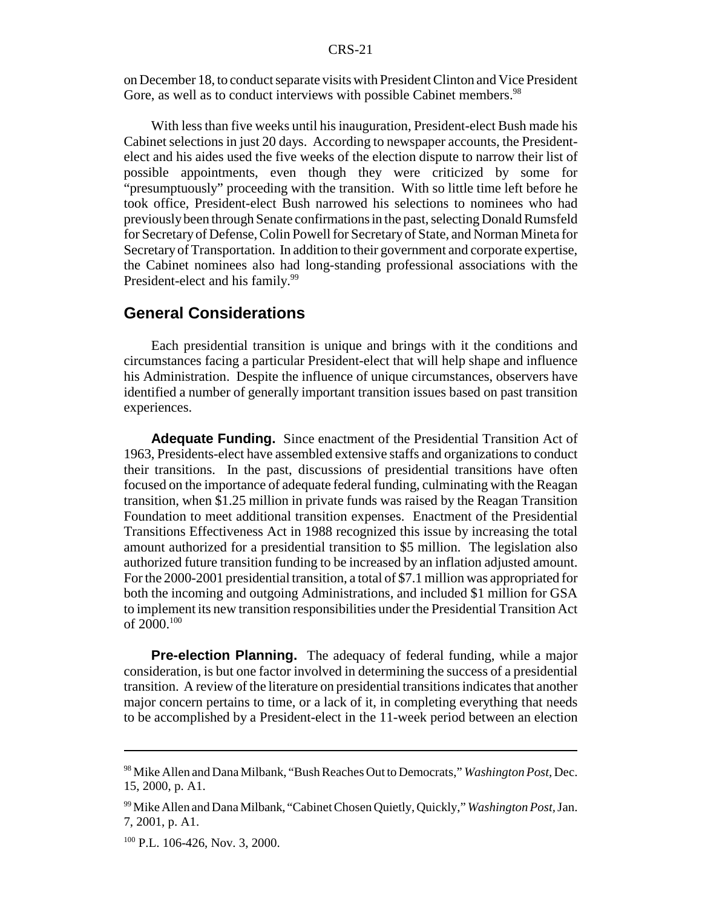on December 18, to conduct separate visits with President Clinton and Vice President Gore, as well as to conduct interviews with possible Cabinet members.[98]

With less than five weeks until his inauguration, President-elect Bush made his Cabinet selections in just 20 days. According to newspaper accounts, the President-elect and his aides used the five weeks of the election dispute to narrow their list of possible appointments, even though they were criticized by some for "presumptuously" proceeding with the transition. With so little time left before he took office, President-elect Bush narrowed his selections to nominees who had previously been through Senate confirmations in the past, selecting Donald Rumsfeld for Secretary of Defense, Colin Powell for Secretary of State, and Norman Mineta for Secretary of Transportation. In addition to their government and corporate expertise, the Cabinet nominees also had long-standing professional associations with the President-elect and his family.[99]

## General Considerations

Each presidential transition is unique and brings with it the conditions and circumstances facing a particular President-elect that will help shape and influence his Administration. Despite the influence of unique circumstances, observers have identified a number of generally important transition issues based on past transition experiences.

**Adequate Funding.** Since enactment of the Presidential Transition Act of 1963, Presidents-elect have assembled extensive staffs and organizations to conduct their transitions. In the past, discussions of presidential transitions have often focused on the importance of adequate federal funding, culminating with the Reagan transition, when $1.25 million in private funds was raised by the Reagan Transition Foundation to meet additional transition expenses. Enactment of the Presidential Transitions Effectiveness Act in 1988 recognized this issue by increasing the total amount authorized for a presidential transition to $5 million. The legislation also authorized future transition funding to be increased by an inflation adjusted amount. For the 2000-2001 presidential transition, a total of $7.1 million was appropriated for both the incoming and outgoing Administrations, and included $1 million for GSA to implement its new transition responsibilities under the Presidential Transition Act of 2000.[100]

**Pre-election Planning.** The adequacy of federal funding, while a major consideration, is but one factor involved in determining the success of a presidential transition. A review of the literature on presidential transitions indicates that another major concern pertains to time, or a lack of it, in completing everything that needs to be accomplished by a President-elect in the 11-week period between an election

---

[98] Mike Allen and Dana Milbank, "Bush Reaches Out to Democrats," *Washington Post*, Dec. 15, 2000, p. A1.

[99] Mike Allen and Dana Milbank, "Cabinet Chosen Quietly, Quickly," *Washington Post*, Jan. 7, 2001, p. A1.

[100] P.L. 106-426, Nov. 3, 2000.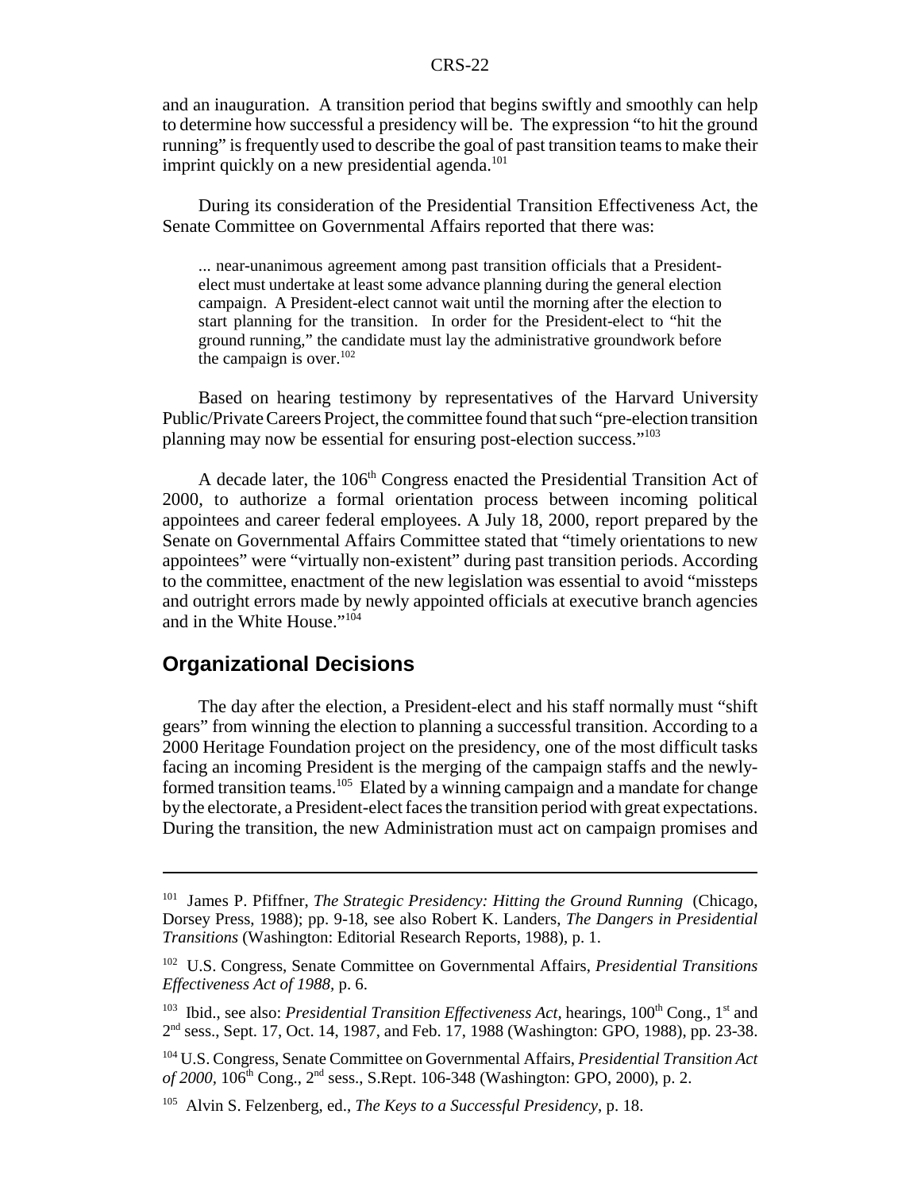and an inauguration. A transition period that begins swiftly and smoothly can help to determine how successful a presidency will be. The expression "to hit the ground running" is frequently used to describe the goal of past transition teams to make their imprint quickly on a new presidential agenda.[101]

During its consideration of the Presidential Transition Effectiveness Act, the Senate Committee on Governmental Affairs reported that there was:

> ... near-unanimous agreement among past transition officials that a President-elect must undertake at least some advance planning during the general election campaign. A President-elect cannot wait until the morning after the election to start planning for the transition. In order for the President-elect to "hit the ground running," the candidate must lay the administrative groundwork before the campaign is over.[102]

Based on hearing testimony by representatives of the Harvard University Public/Private Careers Project, the committee found that such "pre-election transition planning may now be essential for ensuring post-election success."[103]

A decade later, the 106th Congress enacted the Presidential Transition Act of 2000, to authorize a formal orientation process between incoming political appointees and career federal employees. A July 18, 2000, report prepared by the Senate on Governmental Affairs Committee stated that "timely orientations to new appointees" were "virtually non-existent" during past transition periods. According to the committee, enactment of the new legislation was essential to avoid "missteps and outright errors made by newly appointed officials at executive branch agencies and in the White House."[104]

## Organizational Decisions

The day after the election, a President-elect and his staff normally must "shift gears" from winning the election to planning a successful transition. According to a 2000 Heritage Foundation project on the presidency, one of the most difficult tasks facing an incoming President is the merging of the campaign staffs and the newly-formed transition teams.[105] Elated by a winning campaign and a mandate for change by the electorate, a President-elect faces the transition period with great expectations. During the transition, the new Administration must act on campaign promises and

---

[101] James P. Pfiffner, *The Strategic Presidency: Hitting the Ground Running* (Chicago, Dorsey Press, 1988); pp. 9-18, see also Robert K. Landers, *The Dangers in Presidential Transitions* (Washington: Editorial Research Reports, 1988), p. 1.

[102] U.S. Congress, Senate Committee on Governmental Affairs, *Presidential Transitions Effectiveness Act of 1988*, p. 6.

[103] Ibid., see also: *Presidential Transition Effectiveness Act*, hearings, 100th Cong., 1st and 2nd sess., Sept. 17, Oct. 14, 1987, and Feb. 17, 1988 (Washington: GPO, 1988), pp. 23-38.

[104] U.S. Congress, Senate Committee on Governmental Affairs, *Presidential Transition Act of 2000*, 106th Cong., 2nd sess., S.Rept. 106-348 (Washington: GPO, 2000), p. 2.

[105] Alvin S. Felzenberg, ed., *The Keys to a Successful Presidency*, p. 18.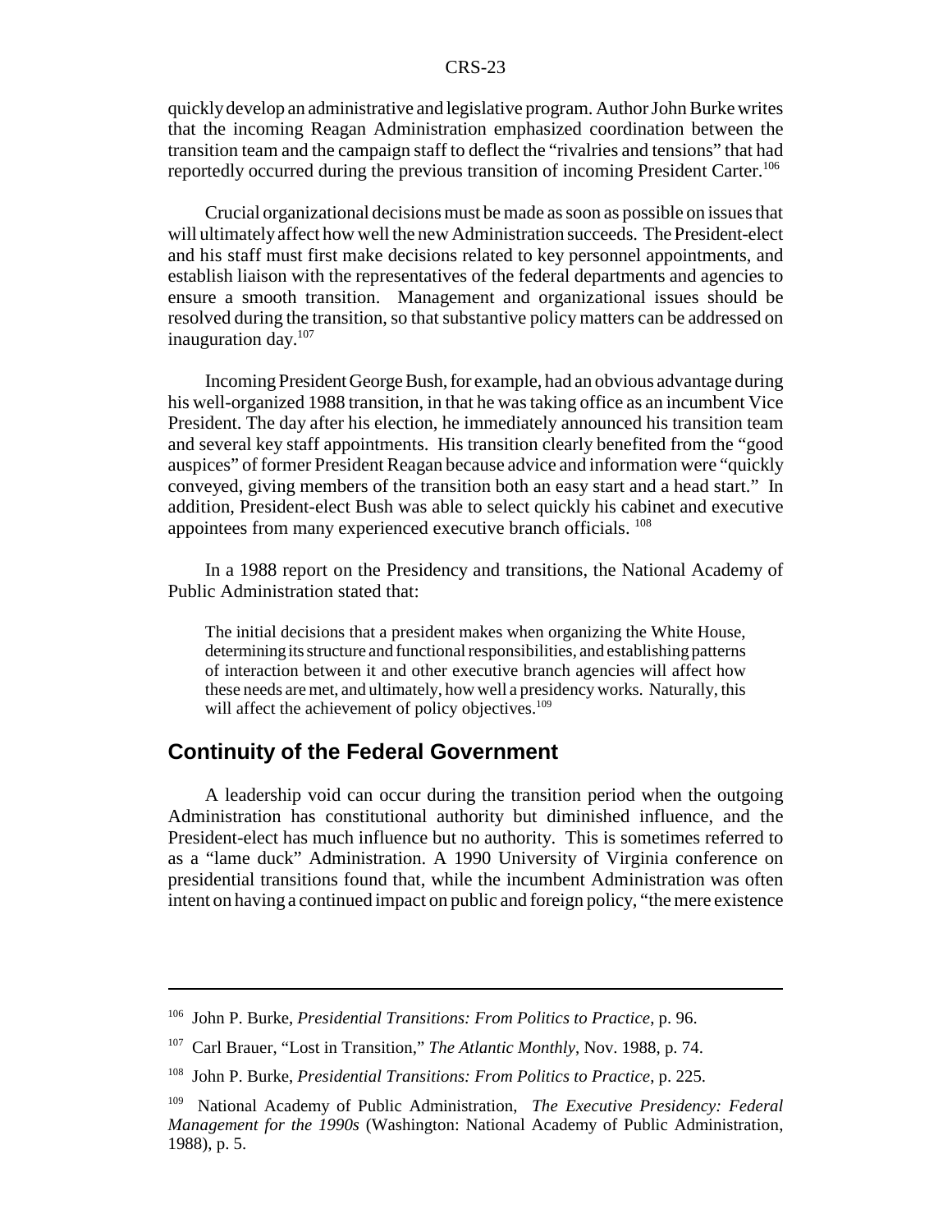quickly develop an administrative and legislative program. Author John Burke writes that the incoming Reagan Administration emphasized coordination between the transition team and the campaign staff to deflect the "rivalries and tensions" that had reportedly occurred during the previous transition of incoming President Carter.[106]

Crucial organizational decisions must be made as soon as possible on issues that will ultimately affect how well the new Administration succeeds. The President-elect and his staff must first make decisions related to key personnel appointments, and establish liaison with the representatives of the federal departments and agencies to ensure a smooth transition. Management and organizational issues should be resolved during the transition, so that substantive policy matters can be addressed on inauguration day.[107]

Incoming President George Bush, for example, had an obvious advantage during his well-organized 1988 transition, in that he was taking office as an incumbent Vice President. The day after his election, he immediately announced his transition team and several key staff appointments. His transition clearly benefited from the "good auspices" of former President Reagan because advice and information were "quickly conveyed, giving members of the transition both an easy start and a head start." In addition, President-elect Bush was able to select quickly his cabinet and executive appointees from many experienced executive branch officials. [108]

In a 1988 report on the Presidency and transitions, the National Academy of Public Administration stated that:

> The initial decisions that a president makes when organizing the White House, determining its structure and functional responsibilities, and establishing patterns of interaction between it and other executive branch agencies will affect how these needs are met, and ultimately, how well a presidency works. Naturally, this will affect the achievement of policy objectives.[109]

## Continuity of the Federal Government

A leadership void can occur during the transition period when the outgoing Administration has constitutional authority but diminished influence, and the President-elect has much influence but no authority. This is sometimes referred to as a "lame duck" Administration. A 1990 University of Virginia conference on presidential transitions found that, while the incumbent Administration was often intent on having a continued impact on public and foreign policy, "the mere existence

---

[106] John P. Burke, *Presidential Transitions: From Politics to Practice*, p. 96.

[107] Carl Brauer, "Lost in Transition," *The Atlantic Monthly*, Nov. 1988, p. 74.

[108] John P. Burke, *Presidential Transitions: From Politics to Practice*, p. 225.

[109] National Academy of Public Administration, *The Executive Presidency: Federal Management for the 1990s* (Washington: National Academy of Public Administration, 1988), p. 5.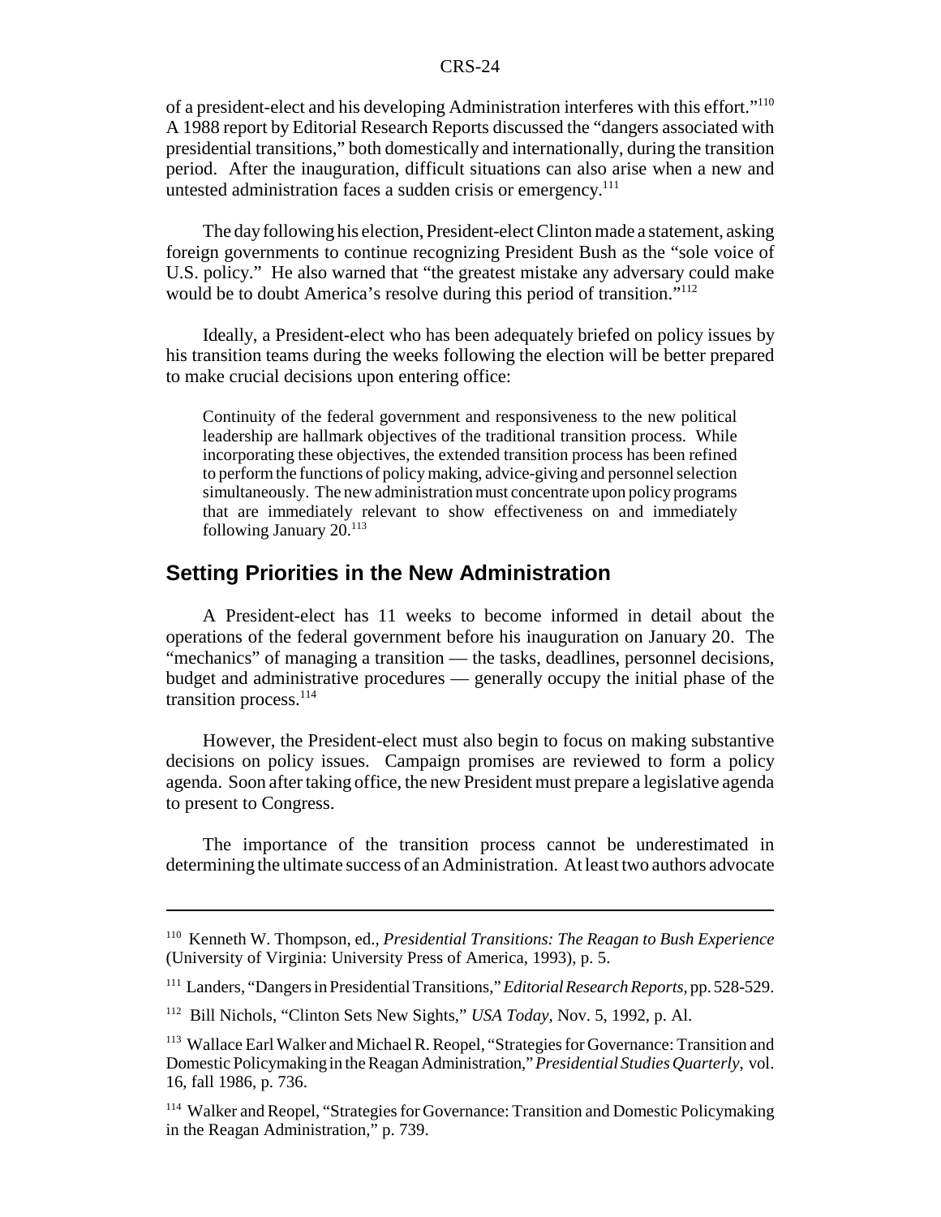of a president-elect and his developing Administration interferes with this effort."[110] A 1988 report by Editorial Research Reports discussed the "dangers associated with presidential transitions," both domestically and internationally, during the transition period. After the inauguration, difficult situations can also arise when a new and untested administration faces a sudden crisis or emergency.[111]

The day following his election, President-elect Clinton made a statement, asking foreign governments to continue recognizing President Bush as the "sole voice of U.S. policy." He also warned that "the greatest mistake any adversary could make would be to doubt America's resolve during this period of transition."[112]

Ideally, a President-elect who has been adequately briefed on policy issues by his transition teams during the weeks following the election will be better prepared to make crucial decisions upon entering office:

> Continuity of the federal government and responsiveness to the new political leadership are hallmark objectives of the traditional transition process. While incorporating these objectives, the extended transition process has been refined to perform the functions of policy making, advice-giving and personnel selection simultaneously. The new administration must concentrate upon policy programs that are immediately relevant to show effectiveness on and immediately following January 20.[113]

## Setting Priorities in the New Administration

A President-elect has 11 weeks to become informed in detail about the operations of the federal government before his inauguration on January 20. The "mechanics" of managing a transition — the tasks, deadlines, personnel decisions, budget and administrative procedures — generally occupy the initial phase of the transition process.[114]

However, the President-elect must also begin to focus on making substantive decisions on policy issues. Campaign promises are reviewed to form a policy agenda. Soon after taking office, the new President must prepare a legislative agenda to present to Congress.

The importance of the transition process cannot be underestimated in determining the ultimate success of an Administration. At least two authors advocate

---

[110] Kenneth W. Thompson, ed., *Presidential Transitions: The Reagan to Bush Experience* (University of Virginia: University Press of America, 1993), p. 5.

[111] Landers, "Dangers in Presidential Transitions," *Editorial Research Reports*, pp. 528-529.

[112] Bill Nichols, "Clinton Sets New Sights," *USA Today*, Nov. 5, 1992, p. Al.

[113] Wallace Earl Walker and Michael R. Reopel, "Strategies for Governance: Transition and Domestic Policymaking in the Reagan Administration," *Presidential Studies Quarterly*, vol. 16, fall 1986, p. 736.

[114] Walker and Reopel, "Strategies for Governance: Transition and Domestic Policymaking in the Reagan Administration," p. 739.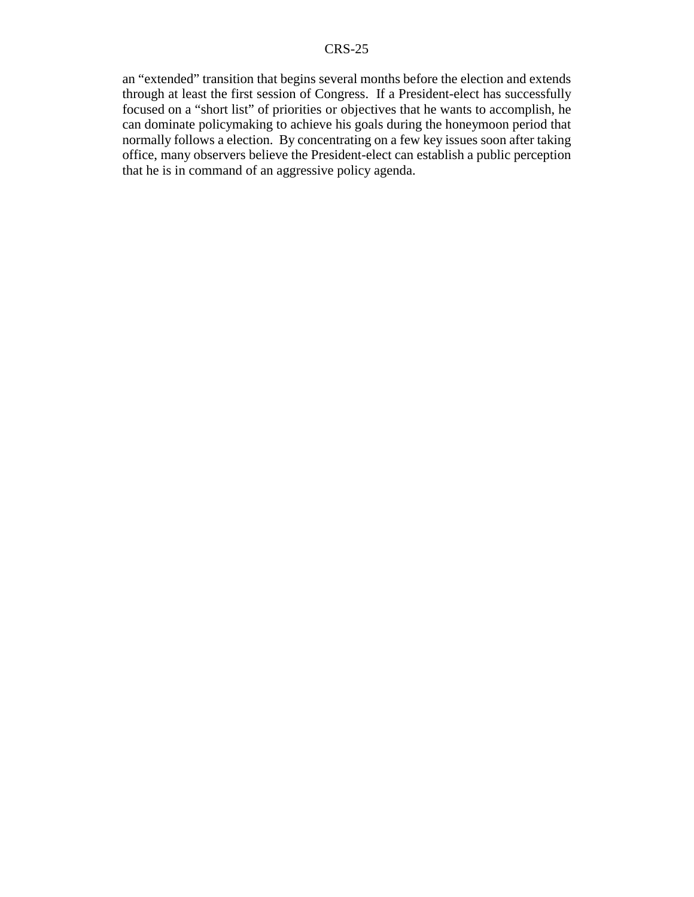an "extended" transition that begins several months before the election and extends through at least the first session of Congress. If a President-elect has successfully focused on a "short list" of priorities or objectives that he wants to accomplish, he can dominate policymaking to achieve his goals during the honeymoon period that normally follows a election. By concentrating on a few key issues soon after taking office, many observers believe the President-elect can establish a public perception that he is in command of an aggressive policy agenda.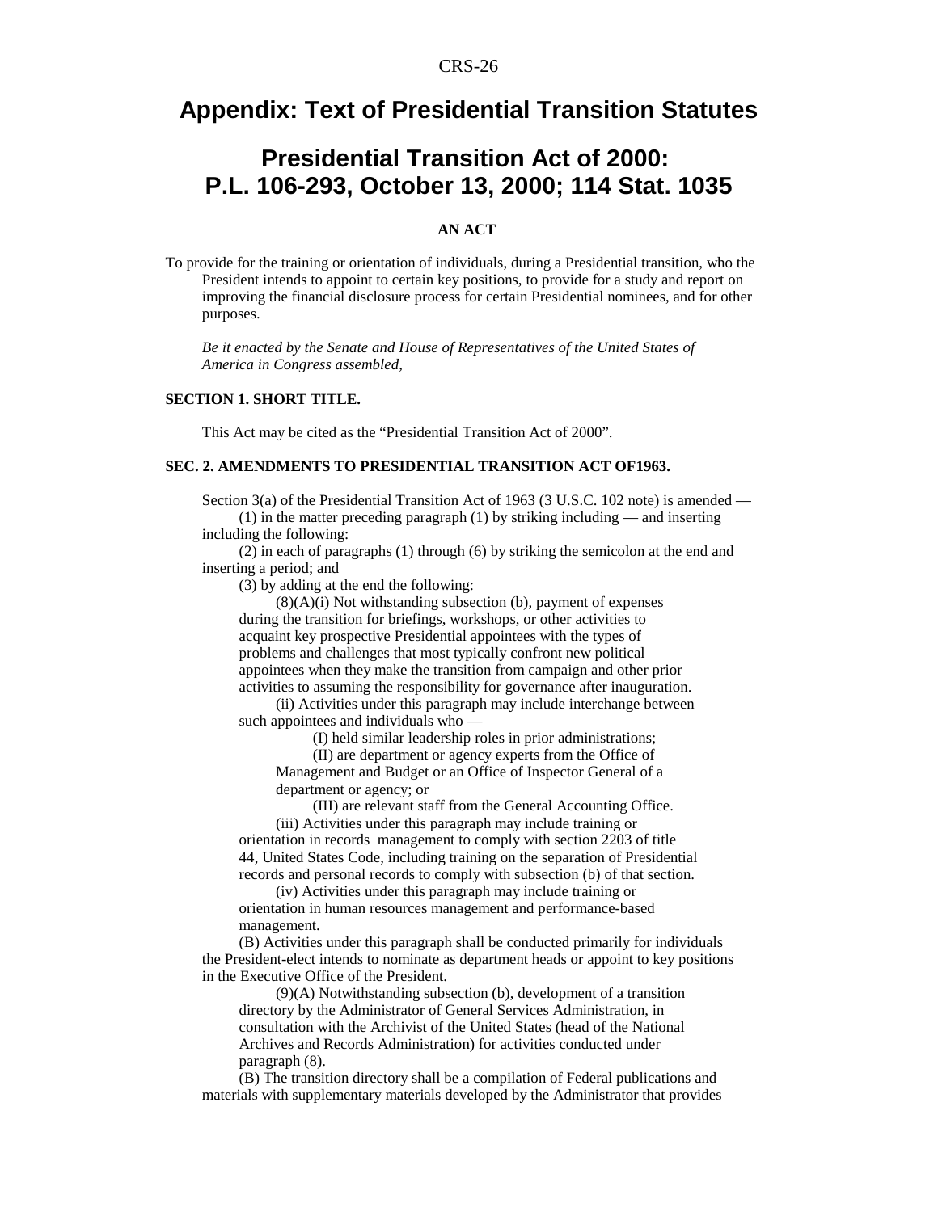# Appendix: Text of Presidential Transition Statutes

## Presidential Transition Act of 2000: P.L. 106-293, October 13, 2000; 114 Stat. 1035

**AN ACT**

To provide for the training or orientation of individuals, during a Presidential transition, who the President intends to appoint to certain key positions, to provide for a study and report on improving the financial disclosure process for certain Presidential nominees, and for other purposes.

*Be it enacted by the Senate and House of Representatives of the United States of America in Congress assembled,*

**SECTION 1. SHORT TITLE.**

This Act may be cited as the "Presidential Transition Act of 2000".

**SEC. 2. AMENDMENTS TO PRESIDENTIAL TRANSITION ACT OF1963.**

Section 3(a) of the Presidential Transition Act of 1963 (3 U.S.C. 102 note) is amended —

(1) in the matter preceding paragraph (1) by striking including — and inserting including the following:

(2) in each of paragraphs (1) through (6) by striking the semicolon at the end and inserting a period; and

(3) by adding at the end the following:

(8)(A)(i) Not withstanding subsection (b), payment of expenses during the transition for briefings, workshops, or other activities to acquaint key prospective Presidential appointees with the types of problems and challenges that most typically confront new political appointees when they make the transition from campaign and other prior activities to assuming the responsibility for governance after inauguration.

(ii) Activities under this paragraph may include interchange between such appointees and individuals who —

(I) held similar leadership roles in prior administrations;

(II) are department or agency experts from the Office of Management and Budget or an Office of Inspector General of a department or agency; or

(III) are relevant staff from the General Accounting Office.

(iii) Activities under this paragraph may include training or orientation in records management to comply with section 2203 of title 44, United States Code, including training on the separation of Presidential records and personal records to comply with subsection (b) of that section.

(iv) Activities under this paragraph may include training or orientation in human resources management and performance-based management.

(B) Activities under this paragraph shall be conducted primarily for individuals the President-elect intends to nominate as department heads or appoint to key positions in the Executive Office of the President.

(9)(A) Notwithstanding subsection (b), development of a transition directory by the Administrator of General Services Administration, in consultation with the Archivist of the United States (head of the National Archives and Records Administration) for activities conducted under paragraph (8).

(B) The transition directory shall be a compilation of Federal publications and materials with supplementary materials developed by the Administrator that provides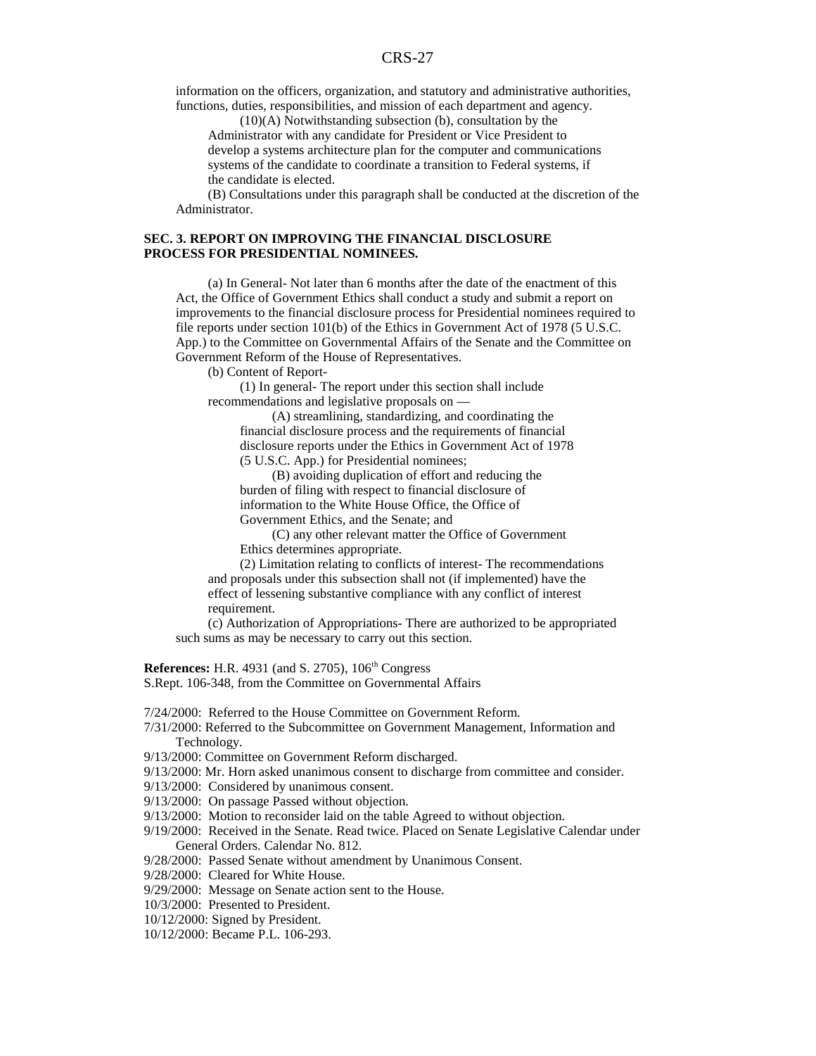information on the officers, organization, and statutory and administrative authorities, functions, duties, responsibilities, and mission of each department and agency.

(10)(A) Notwithstanding subsection (b), consultation by the Administrator with any candidate for President or Vice President to develop a systems architecture plan for the computer and communications systems of the candidate to coordinate a transition to Federal systems, if the candidate is elected.

(B) Consultations under this paragraph shall be conducted at the discretion of the Administrator.

**SEC. 3. REPORT ON IMPROVING THE FINANCIAL DISCLOSURE PROCESS FOR PRESIDENTIAL NOMINEES.**

(a) In General- Not later than 6 months after the date of the enactment of this Act, the Office of Government Ethics shall conduct a study and submit a report on improvements to the financial disclosure process for Presidential nominees required to file reports under section 101(b) of the Ethics in Government Act of 1978 (5 U.S.C. App.) to the Committee on Governmental Affairs of the Senate and the Committee on Government Reform of the House of Representatives.

(b) Content of Report-

(1) In general- The report under this section shall include recommendations and legislative proposals on —

(A) streamlining, standardizing, and coordinating the financial disclosure process and the requirements of financial disclosure reports under the Ethics in Government Act of 1978 (5 U.S.C. App.) for Presidential nominees;

(B) avoiding duplication of effort and reducing the burden of filing with respect to financial disclosure of information to the White House Office, the Office of Government Ethics, and the Senate; and

(C) any other relevant matter the Office of Government Ethics determines appropriate.

(2) Limitation relating to conflicts of interest- The recommendations and proposals under this subsection shall not (if implemented) have the effect of lessening substantive compliance with any conflict of interest requirement.

(c) Authorization of Appropriations- There are authorized to be appropriated such sums as may be necessary to carry out this section.

**References:** H.R. 4931 (and S. 2705), 106th Congress
S.Rept. 106-348, from the Committee on Governmental Affairs

7/24/2000: Referred to the House Committee on Government Reform.
7/31/2000: Referred to the Subcommittee on Government Management, Information and Technology.
9/13/2000: Committee on Government Reform discharged.
9/13/2000: Mr. Horn asked unanimous consent to discharge from committee and consider.
9/13/2000: Considered by unanimous consent.
9/13/2000: On passage Passed without objection.
9/13/2000: Motion to reconsider laid on the table Agreed to without objection.
9/19/2000: Received in the Senate. Read twice. Placed on Senate Legislative Calendar under General Orders. Calendar No. 812.
9/28/2000: Passed Senate without amendment by Unanimous Consent.
9/28/2000: Cleared for White House.
9/29/2000: Message on Senate action sent to the House.
10/3/2000: Presented to President.
10/12/2000: Signed by President.
10/12/2000: Became P.L. 106-293.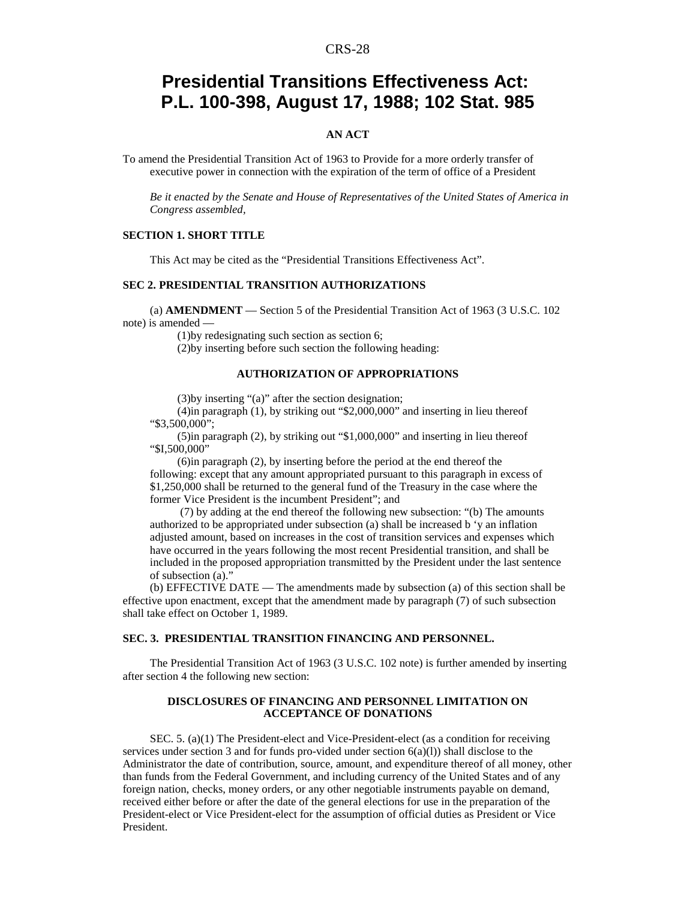# Presidential Transitions Effectiveness Act: P.L. 100-398, August 17, 1988; 102 Stat. 985

**AN ACT**

To amend the Presidential Transition Act of 1963 to Provide for a more orderly transfer of executive power in connection with the expiration of the term of office of a President

*Be it enacted by the Senate and House of Representatives of the United States of America in Congress assembled,*

**SECTION 1. SHORT TITLE**

This Act may be cited as the "Presidential Transitions Effectiveness Act".

**SEC 2. PRESIDENTIAL TRANSITION AUTHORIZATIONS**

(a) **AMENDMENT** — Section 5 of the Presidential Transition Act of 1963 (3 U.S.C. 102 note) is amended —

(1)by redesignating such section as section 6;

(2)by inserting before such section the following heading:

**AUTHORIZATION OF APPROPRIATIONS**

(3)by inserting "(a)" after the section designation;

(4)in paragraph (1), by striking out "$2,000,000" and inserting in lieu thereof "$3,500,000";

(5)in paragraph (2), by striking out "$1,000,000" and inserting in lieu thereof "$I,500,000"

(6)in paragraph (2), by inserting before the period at the end thereof the following: except that any amount appropriated pursuant to this paragraph in excess of $1,250,000 shall be returned to the general fund of the Treasury in the case where the former Vice President is the incumbent President"; and

(7) by adding at the end thereof the following new subsection: "(b) The amounts authorized to be appropriated under subsection (a) shall be increased b 'y an inflation adjusted amount, based on increases in the cost of transition services and expenses which have occurred in the years following the most recent Presidential transition, and shall be included in the proposed appropriation transmitted by the President under the last sentence of subsection (a)."

(b) EFFECTIVE DATE — The amendments made by subsection (a) of this section shall be effective upon enactment, except that the amendment made by paragraph (7) of such subsection shall take effect on October 1, 1989.

**SEC. 3. PRESIDENTIAL TRANSITION FINANCING AND PERSONNEL.**

The Presidential Transition Act of 1963 (3 U.S.C. 102 note) is further amended by inserting after section 4 the following new section:

**DISCLOSURES OF FINANCING AND PERSONNEL LIMITATION ON ACCEPTANCE OF DONATIONS**

SEC. 5. (a)(1) The President-elect and Vice-President-elect (as a condition for receiving services under section 3 and for funds pro-vided under section 6(a)(l)) shall disclose to the Administrator the date of contribution, source, amount, and expenditure thereof of all money, other than funds from the Federal Government, and including currency of the United States and of any foreign nation, checks, money orders, or any other negotiable instruments payable on demand, received either before or after the date of the general elections for use in the preparation of the President-elect or Vice President-elect for the assumption of official duties as President or Vice President.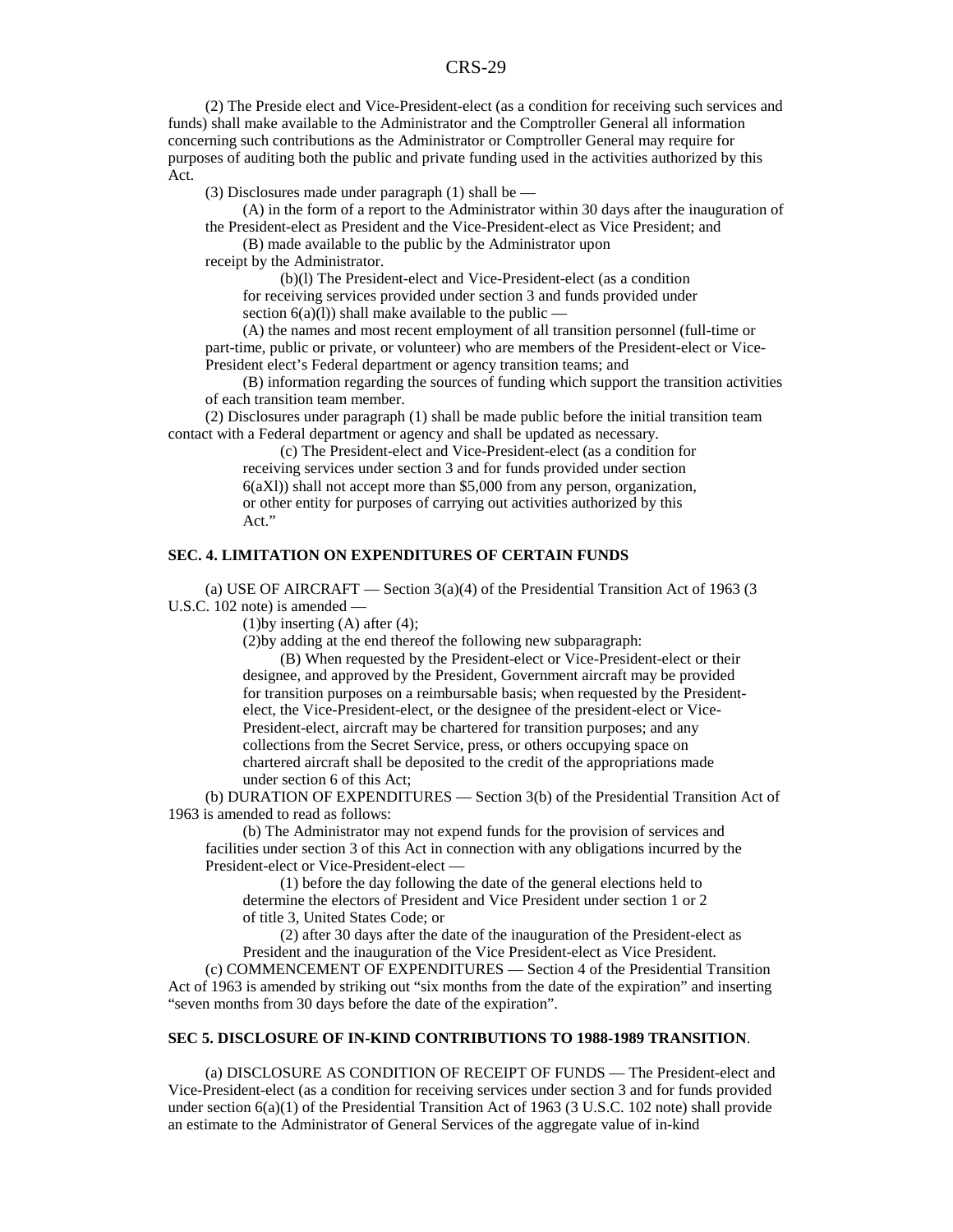(2) The Preside elect and Vice-President-elect (as a condition for receiving such services and funds) shall make available to the Administrator and the Comptroller General all information concerning such contributions as the Administrator or Comptroller General may require for purposes of auditing both the public and private funding used in the activities authorized by this Act.

(3) Disclosures made under paragraph (1) shall be —

(A) in the form of a report to the Administrator within 30 days after the inauguration of the President-elect as President and the Vice-President-elect as Vice President; and

(B) made available to the public by the Administrator upon receipt by the Administrator.

(b)(l) The President-elect and Vice-President-elect (as a condition for receiving services provided under section 3 and funds provided under section 6(a)(l)) shall make available to the public —

(A) the names and most recent employment of all transition personnel (full-time or part-time, public or private, or volunteer) who are members of the President-elect or Vice-President elect's Federal department or agency transition teams; and

(B) information regarding the sources of funding which support the transition activities of each transition team member.

(2) Disclosures under paragraph (1) shall be made public before the initial transition team contact with a Federal department or agency and shall be updated as necessary.

(c) The President-elect and Vice-President-elect (as a condition for receiving services under section 3 and for funds provided under section 6(aXl)) shall not accept more than $5,000 from any person, organization, or other entity for purposes of carrying out activities authorized by this Act."

**SEC. 4. LIMITATION ON EXPENDITURES OF CERTAIN FUNDS**

(a) USE OF AIRCRAFT — Section 3(a)(4) of the Presidential Transition Act of 1963 (3 U.S.C. 102 note) is amended —

(1)by inserting (A) after (4);

(2)by adding at the end thereof the following new subparagraph:

(B) When requested by the President-elect or Vice-President-elect or their designee, and approved by the President, Government aircraft may be provided for transition purposes on a reimbursable basis; when requested by the President-elect, the Vice-President-elect, or the designee of the president-elect or Vice-President-elect, aircraft may be chartered for transition purposes; and any collections from the Secret Service, press, or others occupying space on chartered aircraft shall be deposited to the credit of the appropriations made under section 6 of this Act;

(b) DURATION OF EXPENDITURES — Section 3(b) of the Presidential Transition Act of 1963 is amended to read as follows:

(b) The Administrator may not expend funds for the provision of services and facilities under section 3 of this Act in connection with any obligations incurred by the President-elect or Vice-President-elect —

(1) before the day following the date of the general elections held to determine the electors of President and Vice President under section 1 or 2 of title 3, United States Code; or

(2) after 30 days after the date of the inauguration of the President-elect as President and the inauguration of the Vice President-elect as Vice President.

(c) COMMENCEMENT OF EXPENDITURES — Section 4 of the Presidential Transition Act of 1963 is amended by striking out "six months from the date of the expiration" and inserting "seven months from 30 days before the date of the expiration".

**SEC 5. DISCLOSURE OF IN-KIND CONTRIBUTIONS TO 1988-1989 TRANSITION**.

(a) DISCLOSURE AS CONDITION OF RECEIPT OF FUNDS — The President-elect and Vice-President-elect (as a condition for receiving services under section 3 and for funds provided under section 6(a)(1) of the Presidential Transition Act of 1963 (3 U.S.C. 102 note) shall provide an estimate to the Administrator of General Services of the aggregate value of in-kind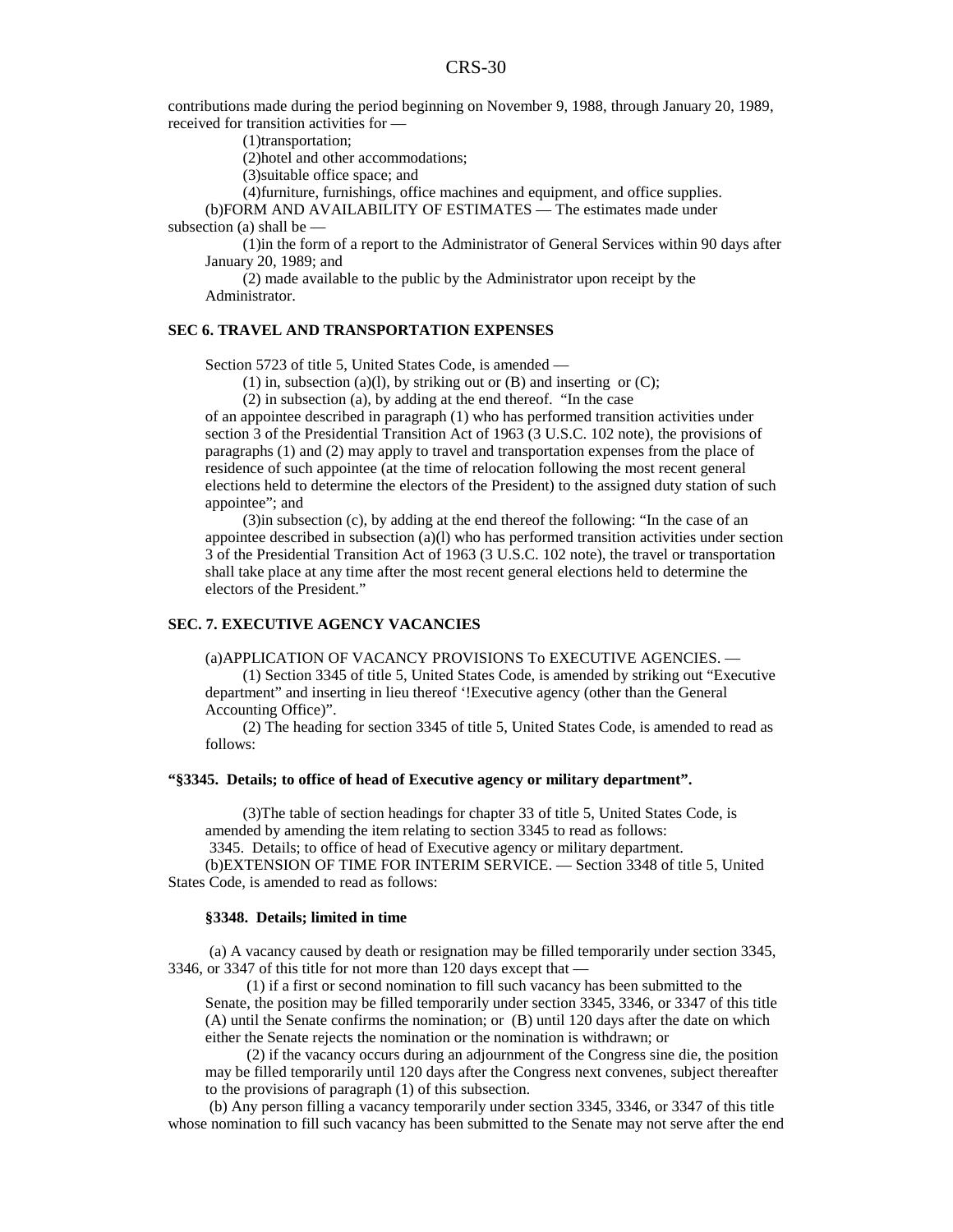contributions made during the period beginning on November 9, 1988, through January 20, 1989, received for transition activities for —

(1)transportation;

(2)hotel and other accommodations;

(3)suitable office space; and

(4)furniture, furnishings, office machines and equipment, and office supplies.

(b)FORM AND AVAILABILITY OF ESTIMATES — The estimates made under subsection (a) shall be —

(1)in the form of a report to the Administrator of General Services within 90 days after January 20, 1989; and

(2) made available to the public by the Administrator upon receipt by the Administrator.

**SEC 6. TRAVEL AND TRANSPORTATION EXPENSES**

Section 5723 of title 5, United States Code, is amended —

(1) in, subsection (a)(l), by striking out or (B) and inserting or (C);

(2) in subsection (a), by adding at the end thereof. "In the case of an appointee described in paragraph (1) who has performed transition activities under section 3 of the Presidential Transition Act of 1963 (3 U.S.C. 102 note), the provisions of paragraphs (1) and (2) may apply to travel and transportation expenses from the place of residence of such appointee (at the time of relocation following the most recent general elections held to determine the electors of the President) to the assigned duty station of such appointee"; and

(3)in subsection (c), by adding at the end thereof the following: "In the case of an appointee described in subsection (a)(l) who has performed transition activities under section 3 of the Presidential Transition Act of 1963 (3 U.S.C. 102 note), the travel or transportation shall take place at any time after the most recent general elections held to determine the electors of the President."

**SEC. 7. EXECUTIVE AGENCY VACANCIES**

(a)APPLICATION OF VACANCY PROVISIONS To EXECUTIVE AGENCIES. —

(1) Section 3345 of title 5, United States Code, is amended by striking out "Executive department" and inserting in lieu thereof '!Executive agency (other than the General Accounting Office)".

(2) The heading for section 3345 of title 5, United States Code, is amended to read as follows:

**"§3345. Details; to office of head of Executive agency or military department".**

(3)The table of section headings for chapter 33 of title 5, United States Code, is amended by amending the item relating to section 3345 to read as follows:

3345. Details; to office of head of Executive agency or military department.

(b)EXTENSION OF TIME FOR INTERIM SERVICE. — Section 3348 of title 5, United States Code, is amended to read as follows:

**§3348. Details; limited in time**

(a) A vacancy caused by death or resignation may be filled temporarily under section 3345, 3346, or 3347 of this title for not more than 120 days except that —

(1) if a first or second nomination to fill such vacancy has been submitted to the Senate, the position may be filled temporarily under section 3345, 3346, or 3347 of this title (A) until the Senate confirms the nomination; or (B) until 120 days after the date on which either the Senate rejects the nomination or the nomination is withdrawn; or

(2) if the vacancy occurs during an adjournment of the Congress sine die, the position may be filled temporarily until 120 days after the Congress next convenes, subject thereafter to the provisions of paragraph (1) of this subsection.

(b) Any person filling a vacancy temporarily under section 3345, 3346, or 3347 of this title whose nomination to fill such vacancy has been submitted to the Senate may not serve after the end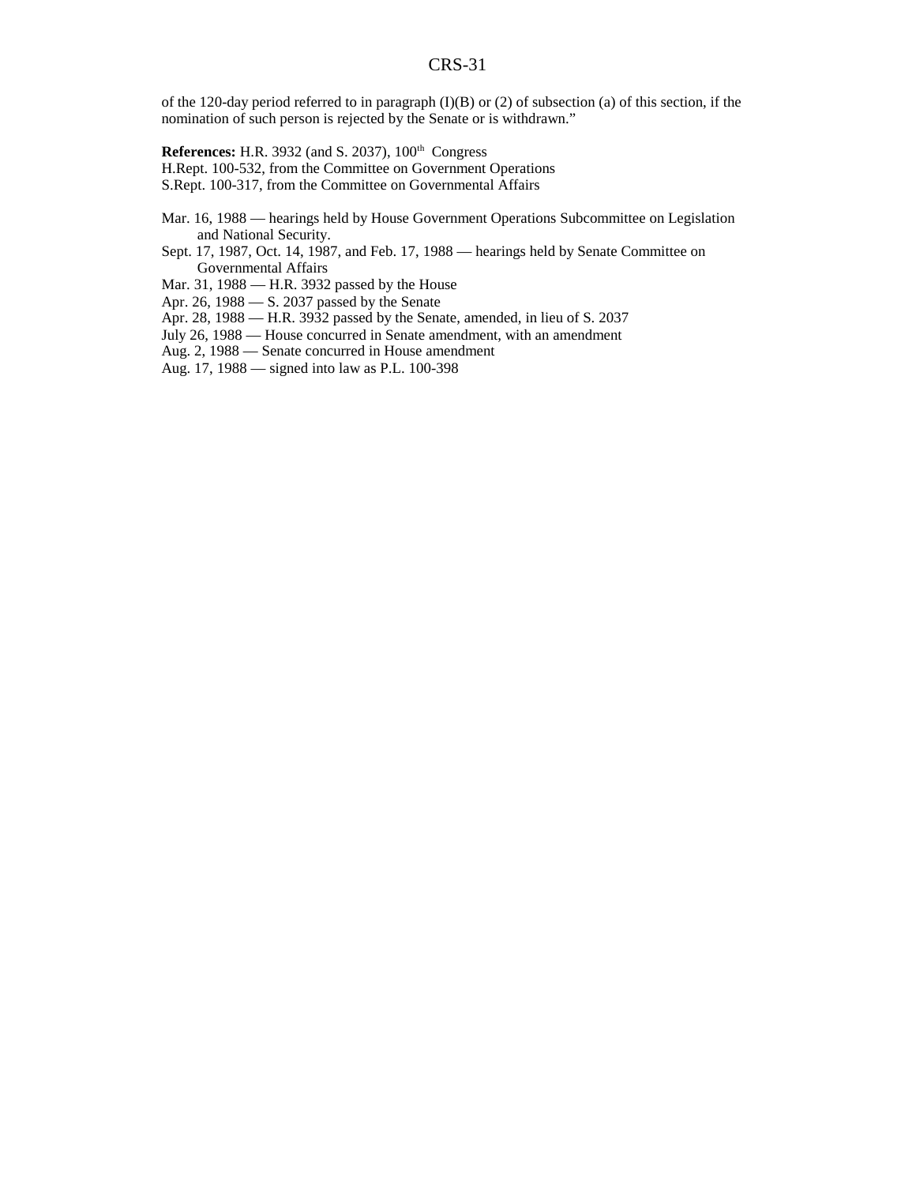of the 120-day period referred to in paragraph (I)(B) or (2) of subsection (a) of this section, if the nomination of such person is rejected by the Senate or is withdrawn."

**References:** H.R. 3932 (and S. 2037), 100th Congress
H.Rept. 100-532, from the Committee on Government Operations
S.Rept. 100-317, from the Committee on Governmental Affairs

Mar. 16, 1988 — hearings held by House Government Operations Subcommittee on Legislation and National Security.
Sept. 17, 1987, Oct. 14, 1987, and Feb. 17, 1988 — hearings held by Senate Committee on Governmental Affairs
Mar. 31, 1988 — H.R. 3932 passed by the House
Apr. 26, 1988 — S. 2037 passed by the Senate
Apr. 28, 1988 — H.R. 3932 passed by the Senate, amended, in lieu of S. 2037
July 26, 1988 — House concurred in Senate amendment, with an amendment
Aug. 2, 1988 — Senate concurred in House amendment
Aug. 17, 1988 — signed into law as P.L. 100-398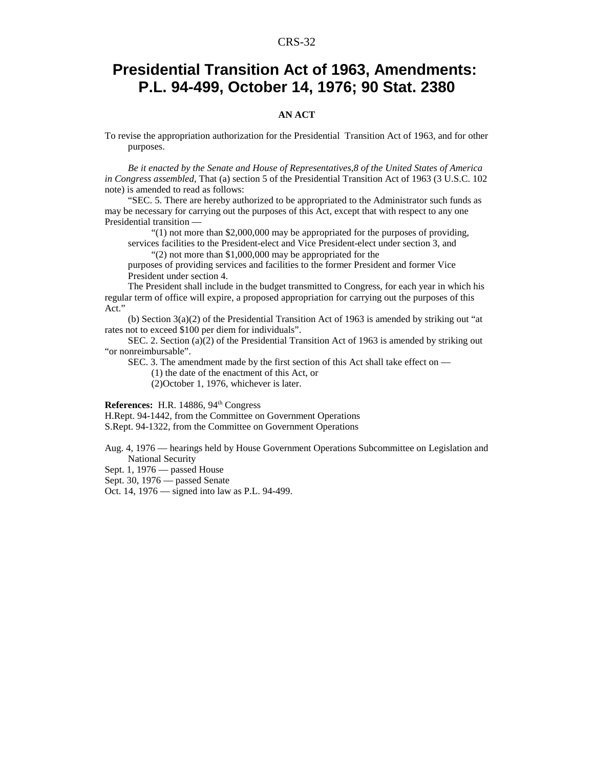# Presidential Transition Act of 1963, Amendments: P.L. 94-499, October 14, 1976; 90 Stat. 2380

**AN ACT**

To revise the appropriation authorization for the Presidential Transition Act of 1963, and for other purposes.

*Be it enacted by the Senate and House of Representatives,8 of the United States of America in Congress assembled,* That (a) section 5 of the Presidential Transition Act of 1963 (3 U.S.C. 102 note) is amended to read as follows:

"SEC. 5. There are hereby authorized to be appropriated to the Administrator such funds as may be necessary for carrying out the purposes of this Act, except that with respect to any one Presidential transition —

"(1) not more than $2,000,000 may be appropriated for the purposes of providing, services facilities to the President-elect and Vice President-elect under section 3, and

"(2) not more than $1,000,000 may be appropriated for the purposes of providing services and facilities to the former President and former Vice President under section 4.

The President shall include in the budget transmitted to Congress, for each year in which his regular term of office will expire, a proposed appropriation for carrying out the purposes of this Act."

(b) Section 3(a)(2) of the Presidential Transition Act of 1963 is amended by striking out "at rates not to exceed $100 per diem for individuals".

SEC. 2. Section (a)(2) of the Presidential Transition Act of 1963 is amended by striking out "or nonreimbursable".

SEC. 3. The amendment made by the first section of this Act shall take effect on —

(1) the date of the enactment of this Act, or

(2)October 1, 1976, whichever is later.

**References:** H.R. 14886, 94th Congress
H.Rept. 94-1442, from the Committee on Government Operations
S.Rept. 94-1322, from the Committee on Government Operations

Aug. 4, 1976 — hearings held by House Government Operations Subcommittee on Legislation and National Security
Sept. 1, 1976 — passed House
Sept. 30, 1976 — passed Senate
Oct. 14, 1976 — signed into law as P.L. 94-499.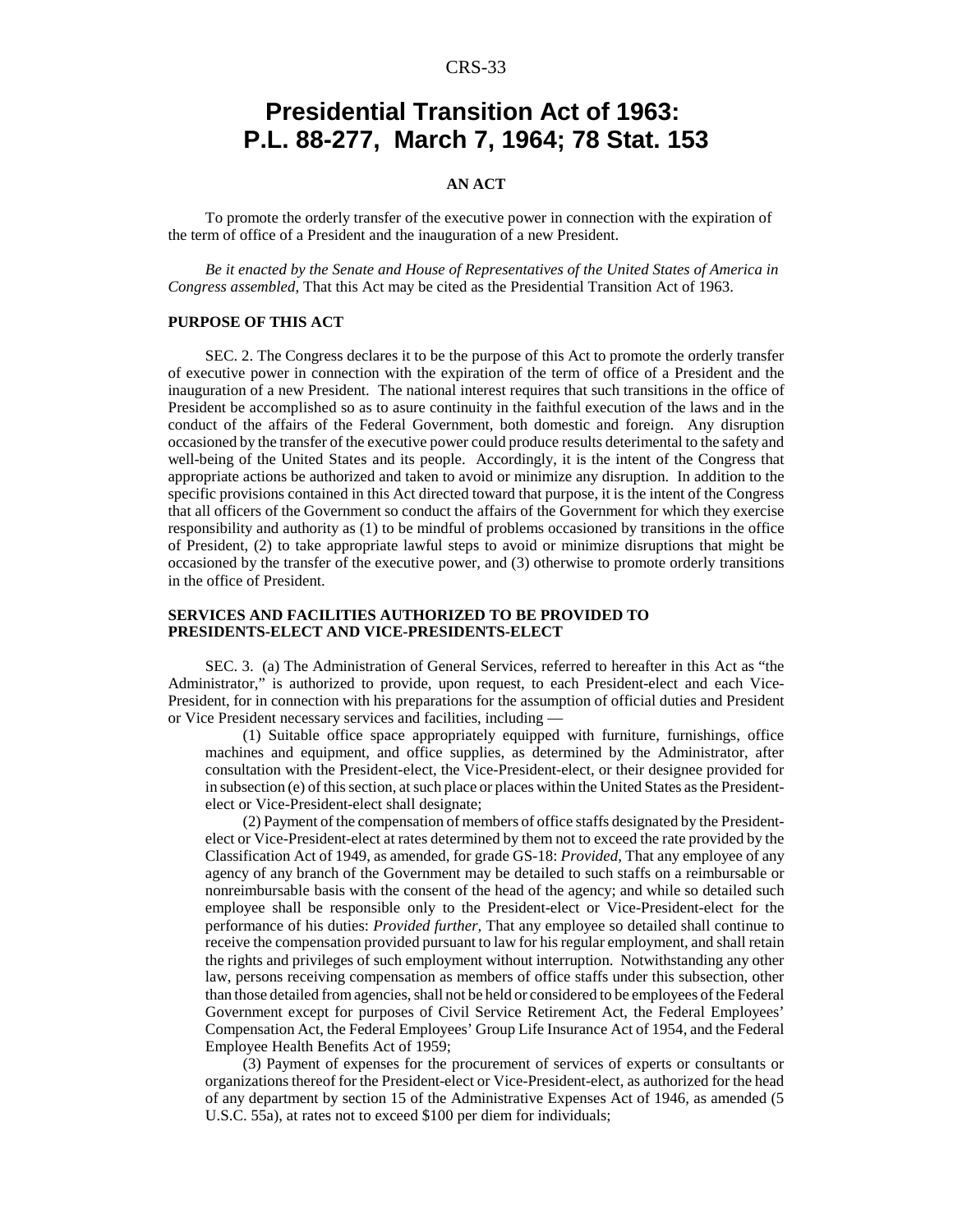# Presidential Transition Act of 1963: P.L. 88-277, March 7, 1964; 78 Stat. 153

**AN ACT**

To promote the orderly transfer of the executive power in connection with the expiration of the term of office of a President and the inauguration of a new President.

*Be it enacted by the Senate and House of Representatives of the United States of America in Congress assembled,* That this Act may be cited as the Presidential Transition Act of 1963.

**PURPOSE OF THIS ACT**

SEC. 2. The Congress declares it to be the purpose of this Act to promote the orderly transfer of executive power in connection with the expiration of the term of office of a President and the inauguration of a new President. The national interest requires that such transitions in the office of President be accomplished so as to asure continuity in the faithful execution of the laws and in the conduct of the affairs of the Federal Government, both domestic and foreign. Any disruption occasioned by the transfer of the executive power could produce results deteremental to the safety and well-being of the United States and its people. Accordingly, it is the intent of the Congress that appropriate actions be authorized and taken to avoid or minimize any disruption. In addition to the specific provisions contained in this Act directed toward that purpose, it is the intent of the Congress that all officers of the Government so conduct the affairs of the Government for which they exercise responsibility and authority as (1) to be mindful of problems occasioned by transitions in the office of President, (2) to take appropriate lawful steps to avoid or minimize disruptions that might be occasioned by the transfer of the executive power, and (3) otherwise to promote orderly transitions in the office of President.

**SERVICES AND FACILITIES AUTHORIZED TO BE PROVIDED TO PRESIDENTS-ELECT AND VICE-PRESIDENTS-ELECT**

SEC. 3. (a) The Administration of General Services, referred to hereafter in this Act as "the Administrator," is authorized to provide, upon request, to each President-elect and each Vice-President, for in connection with his preparations for the assumption of official duties and President or Vice President necessary services and facilities, including —

(1) Suitable office space appropriately equipped with furniture, furnishings, office machines and equipment, and office supplies, as determined by the Administrator, after consultation with the President-elect, the Vice-President-elect, or their designee provided for in subsection (e) of this section, at such place or places within the United States as the President-elect or Vice-President-elect shall designate;

(2) Payment of the compensation of members of office staffs designated by the President-elect or Vice-President-elect at rates determined by them not to exceed the rate provided by the Classification Act of 1949, as amended, for grade GS-18: *Provided,* That any employee of any agency of any branch of the Government may be detailed to such staffs on a reimbursable or nonreimbursable basis with the consent of the head of the agency; and while so detailed such employee shall be responsible only to the President-elect or Vice-President-elect for the performance of his duties: *Provided further,* That any employee so detailed shall continue to receive the compensation provided pursuant to law for his regular employment, and shall retain the rights and privileges of such employment without interruption. Notwithstanding any other law, persons receiving compensation as members of office staffs under this subsection, other than those detailed from agencies, shall not be held or considered to be employees of the Federal Government except for purposes of Civil Service Retirement Act, the Federal Employees' Compensation Act, the Federal Employees' Group Life Insurance Act of 1954, and the Federal Employee Health Benefits Act of 1959;

(3) Payment of expenses for the procurement of services of experts or consultants or organizations thereof for the President-elect or Vice-President-elect, as authorized for the head of any department by section 15 of the Administrative Expenses Act of 1946, as amended (5 U.S.C. 55a), at rates not to exceed $100 per diem for individuals;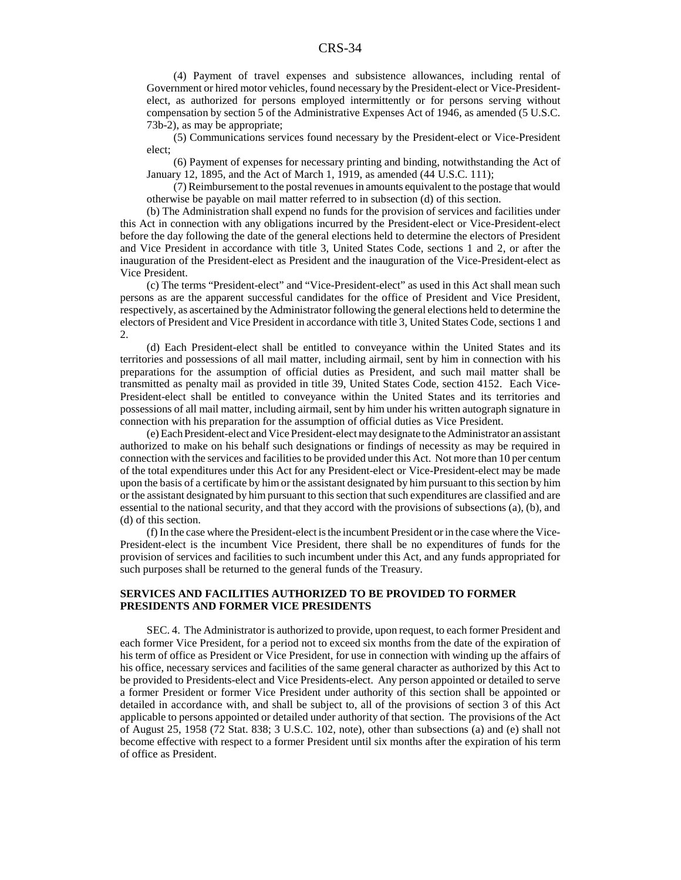(4) Payment of travel expenses and subsistence allowances, including rental of Government or hired motor vehicles, found necessary by the President-elect or Vice-President-elect, as authorized for persons employed intermittently or for persons serving without compensation by section 5 of the Administrative Expenses Act of 1946, as amended (5 U.S.C. 73b-2), as may be appropriate;

(5) Communications services found necessary by the President-elect or Vice-President elect;

(6) Payment of expenses for necessary printing and binding, notwithstanding the Act of January 12, 1895, and the Act of March 1, 1919, as amended (44 U.S.C. 111);

(7) Reimbursement to the postal revenues in amounts equivalent to the postage that would otherwise be payable on mail matter referred to in subsection (d) of this section.

(b) The Administration shall expend no funds for the provision of services and facilities under this Act in connection with any obligations incurred by the President-elect or Vice-President-elect before the day following the date of the general elections held to determine the electors of President and Vice President in accordance with title 3, United States Code, sections 1 and 2, or after the inauguration of the President-elect as President and the inauguration of the Vice-President-elect as Vice President.

(c) The terms "President-elect" and "Vice-President-elect" as used in this Act shall mean such persons as are the apparent successful candidates for the office of President and Vice President, respectively, as ascertained by the Administrator following the general elections held to determine the electors of President and Vice President in accordance with title 3, United States Code, sections 1 and 2.

(d) Each President-elect shall be entitled to conveyance within the United States and its territories and possessions of all mail matter, including airmail, sent by him in connection with his preparations for the assumption of official duties as President, and such mail matter shall be transmitted as penalty mail as provided in title 39, United States Code, section 4152. Each Vice-President-elect shall be entitled to conveyance within the United States and its territories and possessions of all mail matter, including airmail, sent by him under his written autograph signature in connection with his preparation for the assumption of official duties as Vice President.

(e) Each President-elect and Vice President-elect may designate to the Administrator an assistant authorized to make on his behalf such designations or findings of necessity as may be required in connection with the services and facilities to be provided under this Act. Not more than 10 per centum of the total expenditures under this Act for any President-elect or Vice-President-elect may be made upon the basis of a certificate by him or the assistant designated by him pursuant to this section by him or the assistant designated by him pursuant to this section that such expenditures are classified and are essential to the national security, and that they accord with the provisions of subsections (a), (b), and (d) of this section.

(f) In the case where the President-elect is the incumbent President or in the case where the Vice-President-elect is the incumbent Vice President, there shall be no expenditures of funds for the provision of services and facilities to such incumbent under this Act, and any funds appropriated for such purposes shall be returned to the general funds of the Treasury.

**SERVICES AND FACILITIES AUTHORIZED TO BE PROVIDED TO FORMER PRESIDENTS AND FORMER VICE PRESIDENTS**

SEC. 4. The Administrator is authorized to provide, upon request, to each former President and each former Vice President, for a period not to exceed six months from the date of the expiration of his term of office as President or Vice President, for use in connection with winding up the affairs of his office, necessary services and facilities of the same general character as authorized by this Act to be provided to Presidents-elect and Vice Presidents-elect. Any person appointed or detailed to serve a former President or former Vice President under authority of this section shall be appointed or detailed in accordance with, and shall be subject to, all of the provisions of section 3 of this Act applicable to persons appointed or detailed under authority of that section. The provisions of the Act of August 25, 1958 (72 Stat. 838; 3 U.S.C. 102, note), other than subsections (a) and (e) shall not become effective with respect to a former President until six months after the expiration of his term of office as President.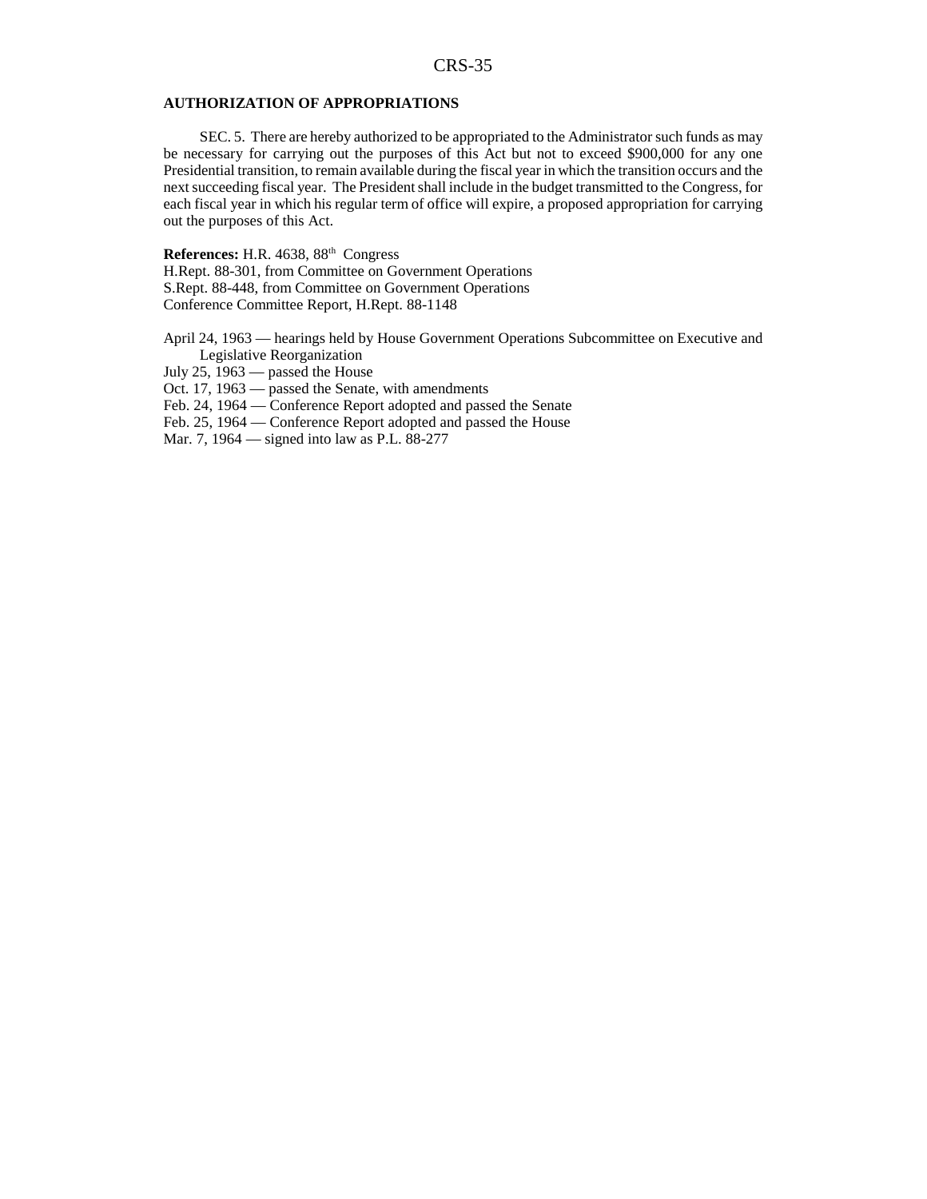**AUTHORIZATION OF APPROPRIATIONS**

SEC. 5. There are hereby authorized to be appropriated to the Administrator such funds as may be necessary for carrying out the purposes of this Act but not to exceed $900,000 for any one Presidential transition, to remain available during the fiscal year in which the transition occurs and the next succeeding fiscal year. The President shall include in the budget transmitted to the Congress, for each fiscal year in which his regular term of office will expire, a proposed appropriation for carrying out the purposes of this Act.

**References:** H.R. 4638, 88th Congress
H.Rept. 88-301, from Committee on Government Operations
S.Rept. 88-448, from Committee on Government Operations
Conference Committee Report, H.Rept. 88-1148

April 24, 1963 — hearings held by House Government Operations Subcommittee on Executive and Legislative Reorganization
July 25, 1963 — passed the House
Oct. 17, 1963 — passed the Senate, with amendments
Feb. 24, 1964 — Conference Report adopted and passed the Senate
Feb. 25, 1964 — Conference Report adopted and passed the House
Mar. 7, 1964 — signed into law as P.L. 88-277